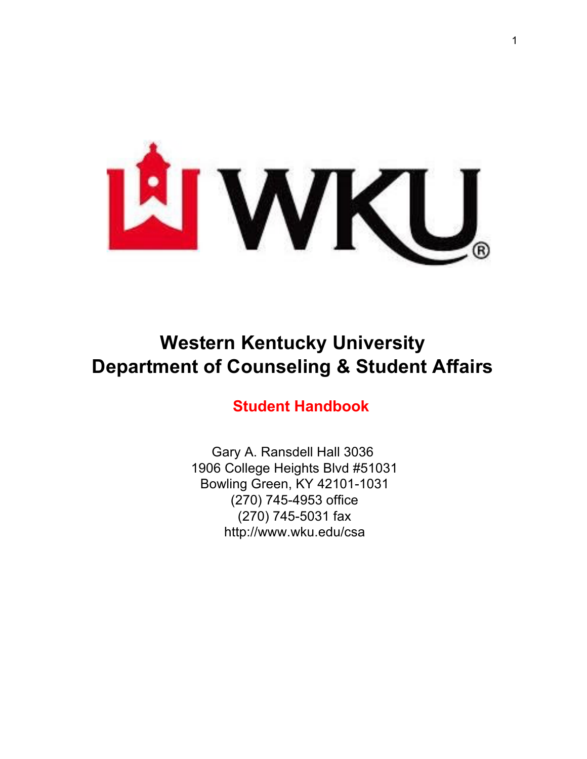# Western Kentucky University
# Department of Counseling & Student Affairs

## Student Handbook

Gary A. Ransdell Hall 3036
1906 College Heights Blvd #51031
Bowling Green, KY 42101-1031
(270) 745-4953 office
(270) 745-5031 fax
http://www.wku.edu/csa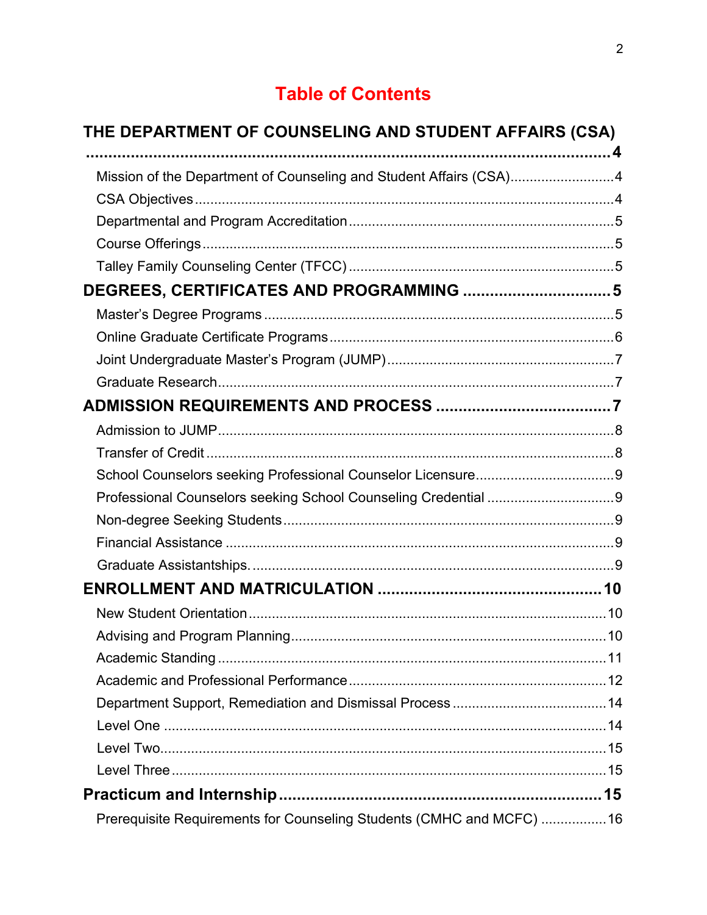# Table of Contents

**THE DEPARTMENT OF COUNSELING AND STUDENT AFFAIRS (CSA) .......................................... 4**

- Mission of the Department of Counseling and Student Affairs (CSA) .......................... 4
- CSA Objectives .......................................................................................... 4
- Departmental and Program Accreditation ..................................................... 5
- Course Offerings ......................................................................................... 5
- Talley Family Counseling Center (TFCC) ..................................................... 5

**DEGREES, CERTIFICATES AND PROGRAMMING ................................. 5**

- Master's Degree Programs ......................................................................... 5
- Online Graduate Certificate Programs ......................................................... 6
- Joint Undergraduate Master's Program (JUMP) ........................................... 7
- Graduate Research ..................................................................................... 7

**ADMISSION REQUIREMENTS AND PROCESS ...................................... 7**

- Admission to JUMP ..................................................................................... 8
- Transfer of Credit ....................................................................................... 8
- School Counselors seeking Professional Counselor Licensure .................................... 9
- Professional Counselors seeking School Counseling Credential ................................. 9
- Non-degree Seeking Students ..................................................................... 9
- Financial Assistance ................................................................................... 9
- Graduate Assistantships. ............................................................................. 9

**ENROLLMENT AND MATRICULATION ................................................ 10**

- New Student Orientation ............................................................................ 10
- Advising and Program Planning ................................................................. 10
- Academic Standing .................................................................................... 11
- Academic and Professional Performance .................................................. 12
- Department Support, Remediation and Dismissal Process ........................................ 14
- Level One .................................................................................................. 14
- Level Two .................................................................................................. 15
- Level Three ............................................................................................... 15

**Practicum and Internship ..................................................................... 15**

- Prerequisite Requirements for Counseling Students (CMHC and MCFC) ................. 16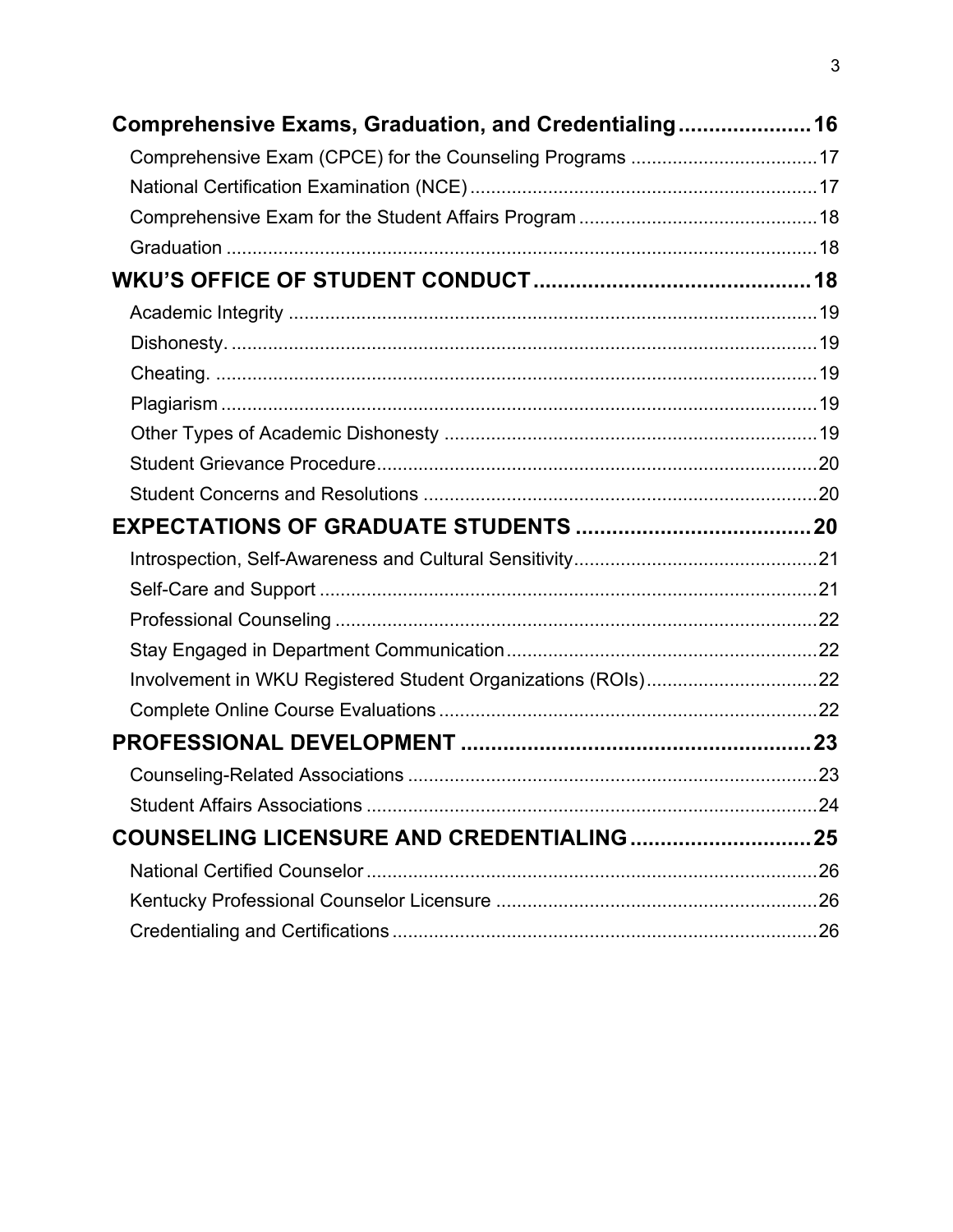**Comprehensive Exams, Graduation, and Credentialing** ..................... **16**

Comprehensive Exam (CPCE) for the Counseling Programs .................................... 17

National Certification Examination (NCE) ................................................................... 17

Comprehensive Exam for the Student Affairs Program .............................................. 18

Graduation ................................................................................................................... 18

**WKU'S OFFICE OF STUDENT CONDUCT** ............................................ **18**

Academic Integrity ...................................................................................................... 19

Dishonesty. ................................................................................................................. 19

Cheating. .................................................................................................................... 19

Plagiarism ................................................................................................................... 19

Other Types of Academic Dishonesty ........................................................................ 19

Student Grievance Procedure ..................................................................................... 20

Student Concerns and Resolutions ............................................................................ 20

**EXPECTATIONS OF GRADUATE STUDENTS** ...................................... **20**

Introspection, Self-Awareness and Cultural Sensitivity ............................................... 21

Self-Care and Support ................................................................................................ 21

Professional Counseling ............................................................................................. 22

Stay Engaged in Department Communication ............................................................ 22

Involvement in WKU Registered Student Organizations (ROIs) ................................. 22

Complete Online Course Evaluations ......................................................................... 22

**PROFESSIONAL DEVELOPMENT** .......................................................... **23**

Counseling-Related Associations ............................................................................... 23

Student Affairs Associations ....................................................................................... 24

**COUNSELING LICENSURE AND CREDENTIALING** ............................. **25**

National Certified Counselor ....................................................................................... 26

Kentucky Professional Counselor Licensure .............................................................. 26

Credentialing and Certifications .................................................................................. 26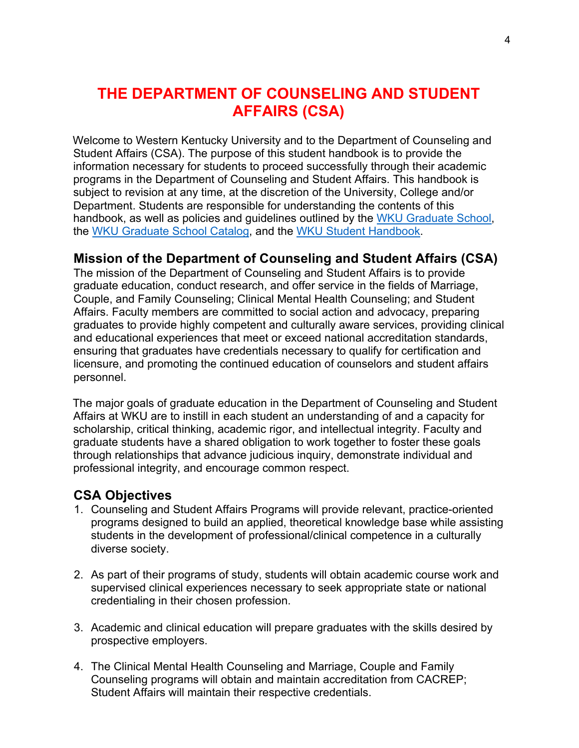# THE DEPARTMENT OF COUNSELING AND STUDENT AFFAIRS (CSA)

Welcome to Western Kentucky University and to the Department of Counseling and Student Affairs (CSA). The purpose of this student handbook is to provide the information necessary for students to proceed successfully through their academic programs in the Department of Counseling and Student Affairs. This handbook is subject to revision at any time, at the discretion of the University, College and/or Department. Students are responsible for understanding the contents of this handbook, as well as policies and guidelines outlined by the WKU Graduate School, the WKU Graduate School Catalog, and the WKU Student Handbook.

## Mission of the Department of Counseling and Student Affairs (CSA)

The mission of the Department of Counseling and Student Affairs is to provide graduate education, conduct research, and offer service in the fields of Marriage, Couple, and Family Counseling; Clinical Mental Health Counseling; and Student Affairs. Faculty members are committed to social action and advocacy, preparing graduates to provide highly competent and culturally aware services, providing clinical and educational experiences that meet or exceed national accreditation standards, ensuring that graduates have credentials necessary to qualify for certification and licensure, and promoting the continued education of counselors and student affairs personnel.

The major goals of graduate education in the Department of Counseling and Student Affairs at WKU are to instill in each student an understanding of and a capacity for scholarship, critical thinking, academic rigor, and intellectual integrity. Faculty and graduate students have a shared obligation to work together to foster these goals through relationships that advance judicious inquiry, demonstrate individual and professional integrity, and encourage common respect.

## CSA Objectives

1. Counseling and Student Affairs Programs will provide relevant, practice-oriented programs designed to build an applied, theoretical knowledge base while assisting students in the development of professional/clinical competence in a culturally diverse society.

2. As part of their programs of study, students will obtain academic course work and supervised clinical experiences necessary to seek appropriate state or national credentialing in their chosen profession.

3. Academic and clinical education will prepare graduates with the skills desired by prospective employers.

4. The Clinical Mental Health Counseling and Marriage, Couple and Family Counseling programs will obtain and maintain accreditation from CACREP; Student Affairs will maintain their respective credentials.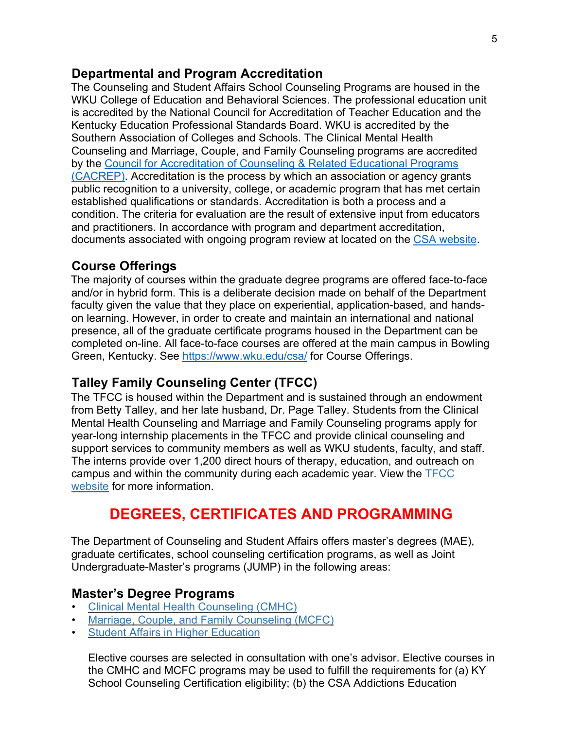## Departmental and Program Accreditation

The Counseling and Student Affairs School Counseling Programs are housed in the WKU College of Education and Behavioral Sciences. The professional education unit is accredited by the National Council for Accreditation of Teacher Education and the Kentucky Education Professional Standards Board. WKU is accredited by the Southern Association of Colleges and Schools. The Clinical Mental Health Counseling and Marriage, Couple, and Family Counseling programs are accredited by the Council for Accreditation of Counseling & Related Educational Programs (CACREP). Accreditation is the process by which an association or agency grants public recognition to a university, college, or academic program that has met certain established qualifications or standards. Accreditation is both a process and a condition. The criteria for evaluation are the result of extensive input from educators and practitioners. In accordance with program and department accreditation, documents associated with ongoing program review at located on the CSA website.

## Course Offerings

The majority of courses within the graduate degree programs are offered face-to-face and/or in hybrid form. This is a deliberate decision made on behalf of the Department faculty given the value that they place on experiential, application-based, and hands-on learning. However, in order to create and maintain an international and national presence, all of the graduate certificate programs housed in the Department can be completed on-line. All face-to-face courses are offered at the main campus in Bowling Green, Kentucky. See https://www.wku.edu/csa/ for Course Offerings.

## Talley Family Counseling Center (TFCC)

The TFCC is housed within the Department and is sustained through an endowment from Betty Talley, and her late husband, Dr. Page Talley. Students from the Clinical Mental Health Counseling and Marriage and Family Counseling programs apply for year-long internship placements in the TFCC and provide clinical counseling and support services to community members as well as WKU students, faculty, and staff. The interns provide over 1,200 direct hours of therapy, education, and outreach on campus and within the community during each academic year. View the TFCC website for more information.

# DEGREES, CERTIFICATES AND PROGRAMMING

The Department of Counseling and Student Affairs offers master's degrees (MAE), graduate certificates, school counseling certification programs, as well as Joint Undergraduate-Master's programs (JUMP) in the following areas:

## Master's Degree Programs

- Clinical Mental Health Counseling (CMHC)
- Marriage, Couple, and Family Counseling (MCFC)
- Student Affairs in Higher Education

Elective courses are selected in consultation with one's advisor. Elective courses in the CMHC and MCFC programs may be used to fulfill the requirements for (a) KY School Counseling Certification eligibility; (b) the CSA Addictions Education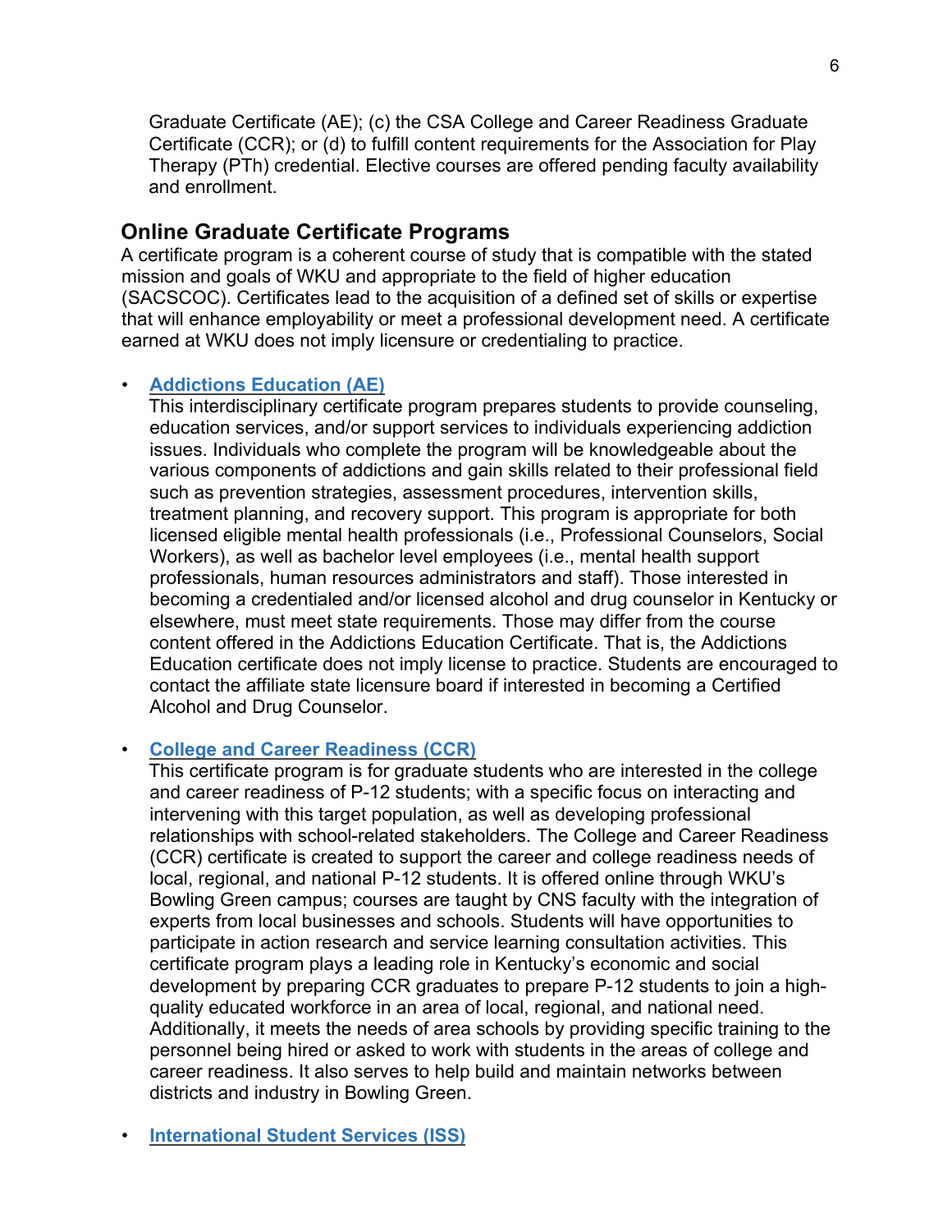Graduate Certificate (AE); (c) the CSA College and Career Readiness Graduate Certificate (CCR); or (d) to fulfill content requirements for the Association for Play Therapy (PTh) credential. Elective courses are offered pending faculty availability and enrollment.

## Online Graduate Certificate Programs

A certificate program is a coherent course of study that is compatible with the stated mission and goals of WKU and appropriate to the field of higher education (SACSCOC). Certificates lead to the acquisition of a defined set of skills or expertise that will enhance employability or meet a professional development need. A certificate earned at WKU does not imply licensure or credentialing to practice.

- **Addictions Education (AE)**
  This interdisciplinary certificate program prepares students to provide counseling, education services, and/or support services to individuals experiencing addiction issues. Individuals who complete the program will be knowledgeable about the various components of addictions and gain skills related to their professional field such as prevention strategies, assessment procedures, intervention skills, treatment planning, and recovery support. This program is appropriate for both licensed eligible mental health professionals (i.e., Professional Counselors, Social Workers), as well as bachelor level employees (i.e., mental health support professionals, human resources administrators and staff). Those interested in becoming a credentialed and/or licensed alcohol and drug counselor in Kentucky or elsewhere, must meet state requirements. Those may differ from the course content offered in the Addictions Education Certificate. That is, the Addictions Education certificate does not imply license to practice. Students are encouraged to contact the affiliate state licensure board if interested in becoming a Certified Alcohol and Drug Counselor.

- **College and Career Readiness (CCR)**
  This certificate program is for graduate students who are interested in the college and career readiness of P-12 students; with a specific focus on interacting and intervening with this target population, as well as developing professional relationships with school-related stakeholders. The College and Career Readiness (CCR) certificate is created to support the career and college readiness needs of local, regional, and national P-12 students. It is offered online through WKU's Bowling Green campus; courses are taught by CNS faculty with the integration of experts from local businesses and schools. Students will have opportunities to participate in action research and service learning consultation activities. This certificate program plays a leading role in Kentucky's economic and social development by preparing CCR graduates to prepare P-12 students to join a high-quality educated workforce in an area of local, regional, and national need. Additionally, it meets the needs of area schools by providing specific training to the personnel being hired or asked to work with students in the areas of college and career readiness. It also serves to help build and maintain networks between districts and industry in Bowling Green.

- **International Student Services (ISS)**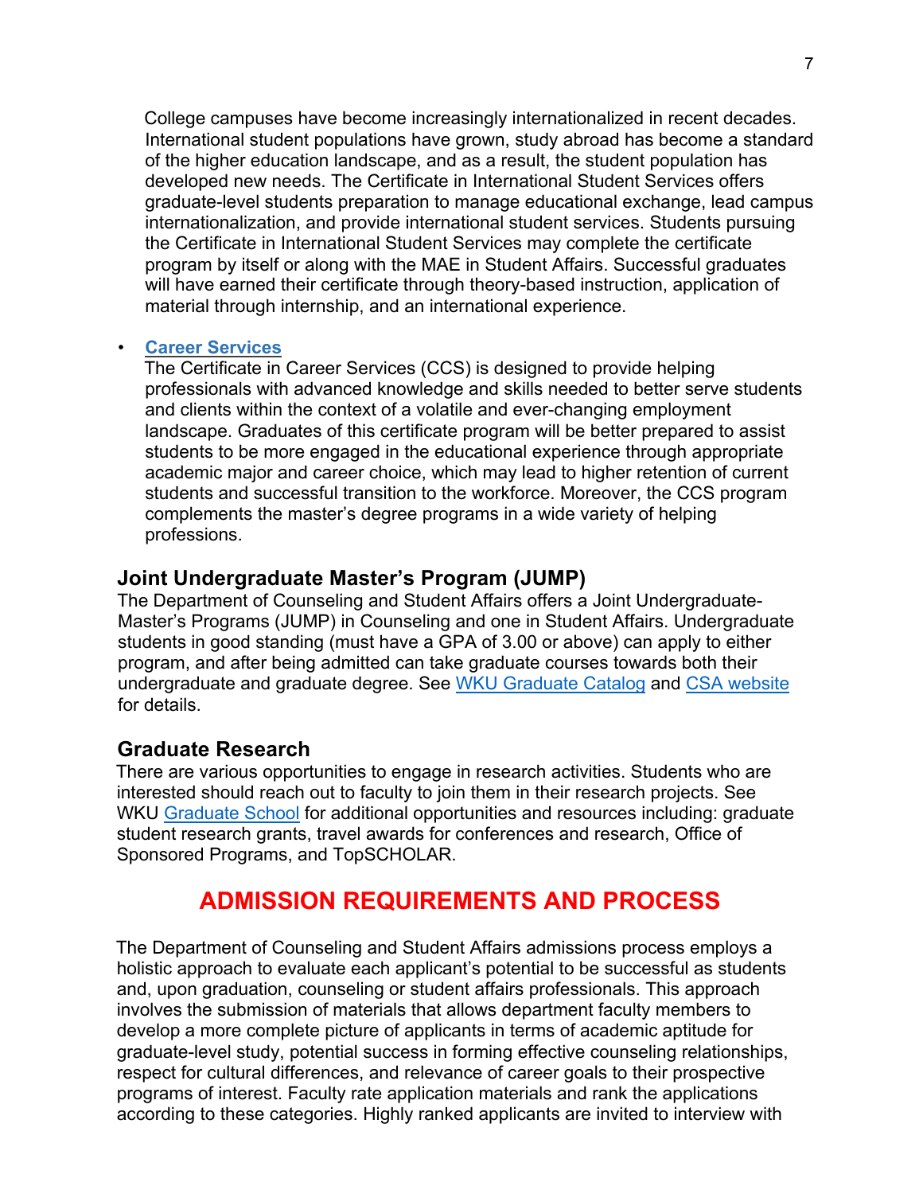College campuses have become increasingly internationalized in recent decades. International student populations have grown, study abroad has become a standard of the higher education landscape, and as a result, the student population has developed new needs. The Certificate in International Student Services offers graduate-level students preparation to manage educational exchange, lead campus internationalization, and provide international student services. Students pursuing the Certificate in International Student Services may complete the certificate program by itself or along with the MAE in Student Affairs. Successful graduates will have earned their certificate through theory-based instruction, application of material through internship, and an international experience.

- **Career Services**
  The Certificate in Career Services (CCS) is designed to provide helping professionals with advanced knowledge and skills needed to better serve students and clients within the context of a volatile and ever-changing employment landscape. Graduates of this certificate program will be better prepared to assist students to be more engaged in the educational experience through appropriate academic major and career choice, which may lead to higher retention of current students and successful transition to the workforce. Moreover, the CCS program complements the master's degree programs in a wide variety of helping professions.

### Joint Undergraduate Master's Program (JUMP)

The Department of Counseling and Student Affairs offers a Joint Undergraduate-Master's Programs (JUMP) in Counseling and one in Student Affairs. Undergraduate students in good standing (must have a GPA of 3.00 or above) can apply to either program, and after being admitted can take graduate courses towards both their undergraduate and graduate degree. See WKU Graduate Catalog and CSA website for details.

### Graduate Research

There are various opportunities to engage in research activities. Students who are interested should reach out to faculty to join them in their research projects. See WKU Graduate School for additional opportunities and resources including: graduate student research grants, travel awards for conferences and research, Office of Sponsored Programs, and TopSCHOLAR.

## ADMISSION REQUIREMENTS AND PROCESS

The Department of Counseling and Student Affairs admissions process employs a holistic approach to evaluate each applicant's potential to be successful as students and, upon graduation, counseling or student affairs professionals. This approach involves the submission of materials that allows department faculty members to develop a more complete picture of applicants in terms of academic aptitude for graduate-level study, potential success in forming effective counseling relationships, respect for cultural differences, and relevance of career goals to their prospective programs of interest. Faculty rate application materials and rank the applications according to these categories. Highly ranked applicants are invited to interview with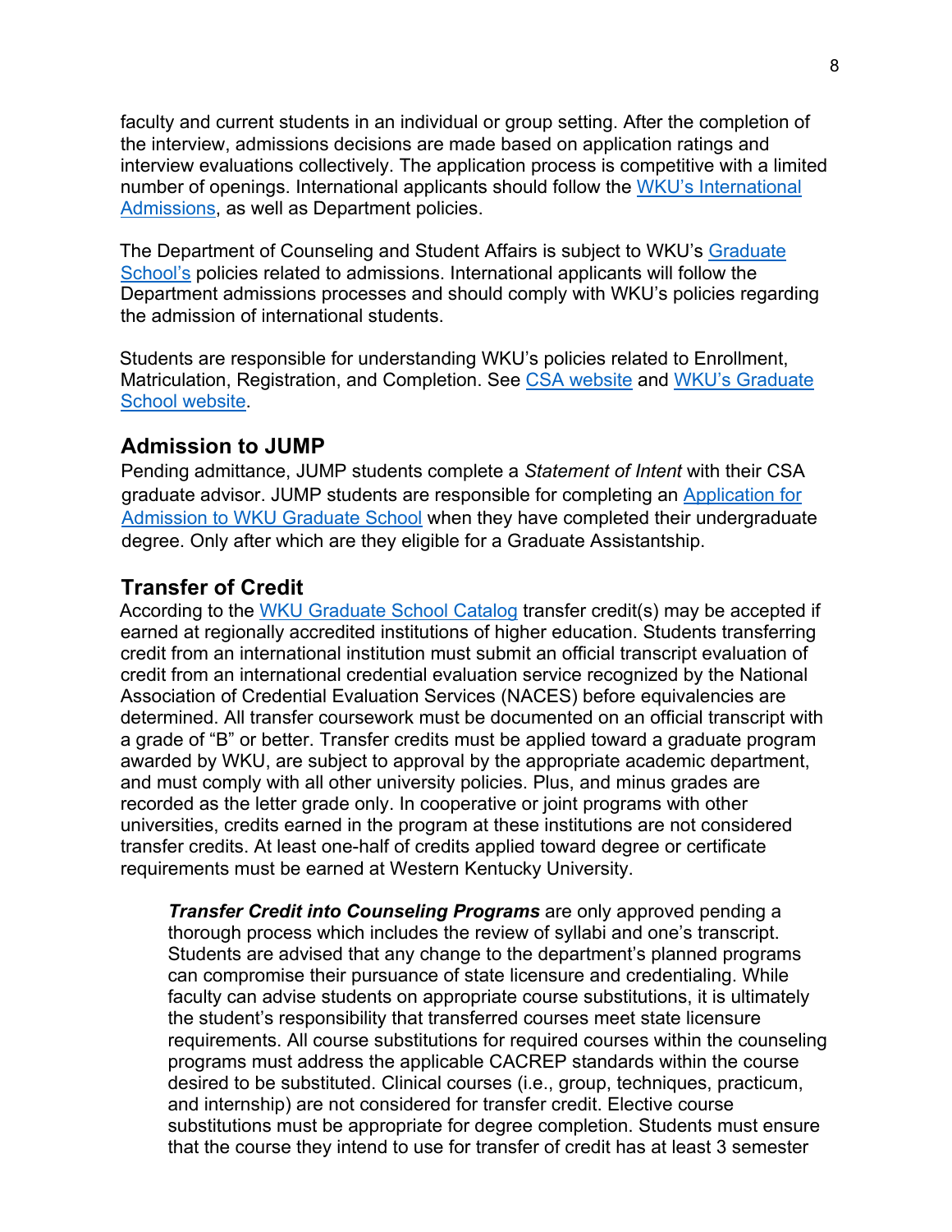faculty and current students in an individual or group setting. After the completion of the interview, admissions decisions are made based on application ratings and interview evaluations collectively. The application process is competitive with a limited number of openings. International applicants should follow the [WKU's International Admissions](), as well as Department policies.

The Department of Counseling and Student Affairs is subject to WKU's [Graduate School's]() policies related to admissions. International applicants will follow the Department admissions processes and should comply with WKU's policies regarding the admission of international students.

Students are responsible for understanding WKU's policies related to Enrollment, Matriculation, Registration, and Completion. See [CSA website]() and [WKU's Graduate School website]().

## Admission to JUMP

Pending admittance, JUMP students complete a *Statement of Intent* with their CSA graduate advisor. JUMP students are responsible for completing an [Application for Admission to WKU Graduate School]() when they have completed their undergraduate degree. Only after which are they eligible for a Graduate Assistantship.

## Transfer of Credit

According to the [WKU Graduate School Catalog]() transfer credit(s) may be accepted if earned at regionally accredited institutions of higher education. Students transferring credit from an international institution must submit an official transcript evaluation of credit from an international credential evaluation service recognized by the National Association of Credential Evaluation Services (NACES) before equivalencies are determined. All transfer coursework must be documented on an official transcript with a grade of "B" or better. Transfer credits must be applied toward a graduate program awarded by WKU, are subject to approval by the appropriate academic department, and must comply with all other university policies. Plus, and minus grades are recorded as the letter grade only. In cooperative or joint programs with other universities, credits earned in the program at these institutions are not considered transfer credits. At least one-half of credits applied toward degree or certificate requirements must be earned at Western Kentucky University.

> ***Transfer Credit into Counseling Programs*** are only approved pending a thorough process which includes the review of syllabi and one's transcript. Students are advised that any change to the department's planned programs can compromise their pursuance of state licensure and credentialing. While faculty can advise students on appropriate course substitutions, it is ultimately the student's responsibility that transferred courses meet state licensure requirements. All course substitutions for required courses within the counseling programs must address the applicable CACREP standards within the course desired to be substituted. Clinical courses (i.e., group, techniques, practicum, and internship) are not considered for transfer credit. Elective course substitutions must be appropriate for degree completion. Students must ensure that the course they intend to use for transfer of credit has at least 3 semester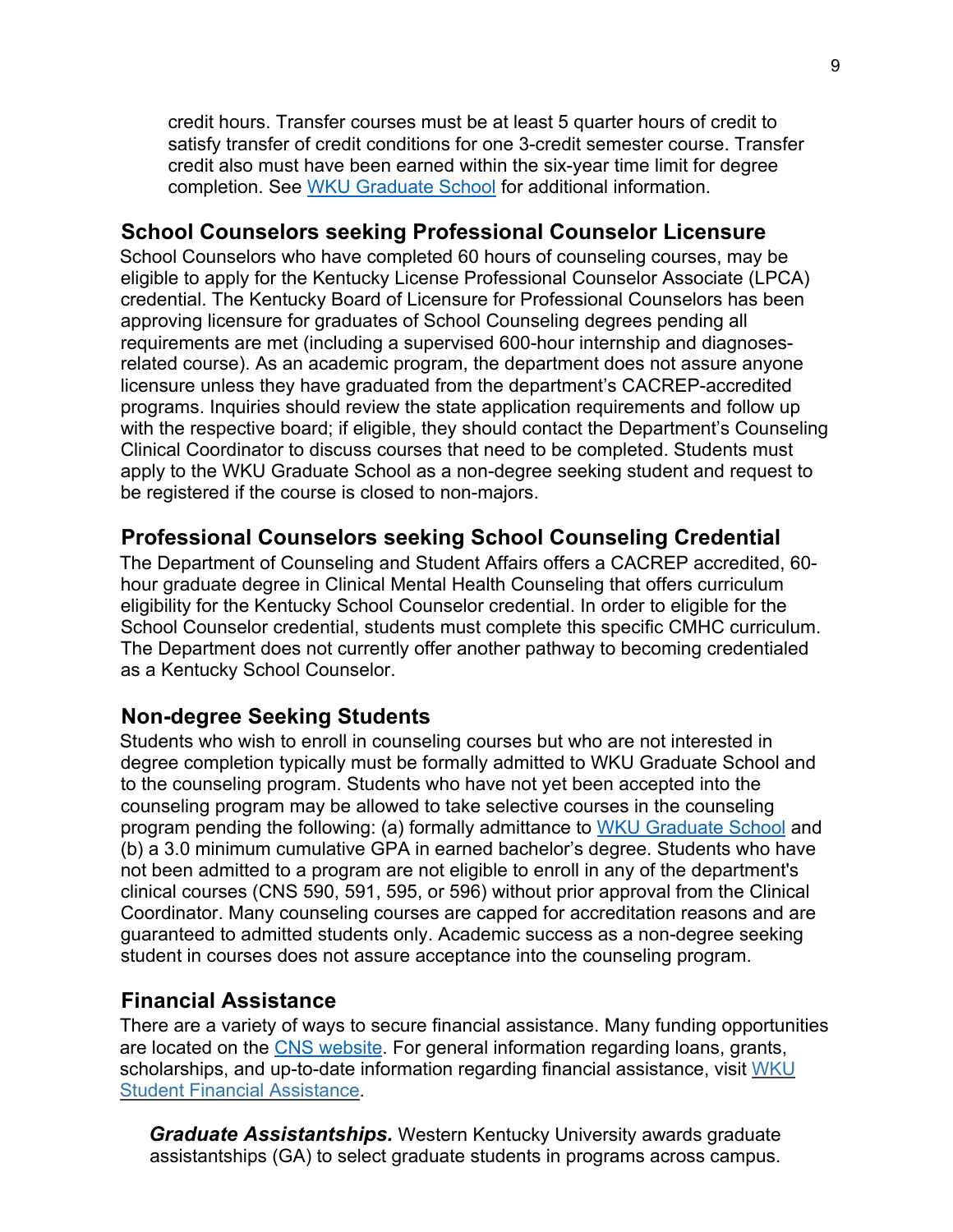credit hours. Transfer courses must be at least 5 quarter hours of credit to satisfy transfer of credit conditions for one 3-credit semester course. Transfer credit also must have been earned within the six-year time limit for degree completion. See [WKU Graduate School] for additional information.

## School Counselors seeking Professional Counselor Licensure

School Counselors who have completed 60 hours of counseling courses, may be eligible to apply for the Kentucky License Professional Counselor Associate (LPCA) credential. The Kentucky Board of Licensure for Professional Counselors has been approving licensure for graduates of School Counseling degrees pending all requirements are met (including a supervised 600-hour internship and diagnoses-related course). As an academic program, the department does not assure anyone licensure unless they have graduated from the department's CACREP-accredited programs. Inquiries should review the state application requirements and follow up with the respective board; if eligible, they should contact the Department's Counseling Clinical Coordinator to discuss courses that need to be completed. Students must apply to the WKU Graduate School as a non-degree seeking student and request to be registered if the course is closed to non-majors.

## Professional Counselors seeking School Counseling Credential

The Department of Counseling and Student Affairs offers a CACREP accredited, 60-hour graduate degree in Clinical Mental Health Counseling that offers curriculum eligibility for the Kentucky School Counselor credential. In order to eligible for the School Counselor credential, students must complete this specific CMHC curriculum. The Department does not currently offer another pathway to becoming credentialed as a Kentucky School Counselor.

## Non-degree Seeking Students

Students who wish to enroll in counseling courses but who are not interested in degree completion typically must be formally admitted to WKU Graduate School and to the counseling program. Students who have not yet been accepted into the counseling program may be allowed to take selective courses in the counseling program pending the following: (a) formally admittance to [WKU Graduate School] and (b) a 3.0 minimum cumulative GPA in earned bachelor's degree. Students who have not been admitted to a program are not eligible to enroll in any of the department's clinical courses (CNS 590, 591, 595, or 596) without prior approval from the Clinical Coordinator. Many counseling courses are capped for accreditation reasons and are guaranteed to admitted students only. Academic success as a non-degree seeking student in courses does not assure acceptance into the counseling program.

## Financial Assistance

There are a variety of ways to secure financial assistance. Many funding opportunities are located on the [CNS website]. For general information regarding loans, grants, scholarships, and up-to-date information regarding financial assistance, visit [WKU Student Financial Assistance].

***Graduate Assistantships.*** Western Kentucky University awards graduate assistantships (GA) to select graduate students in programs across campus.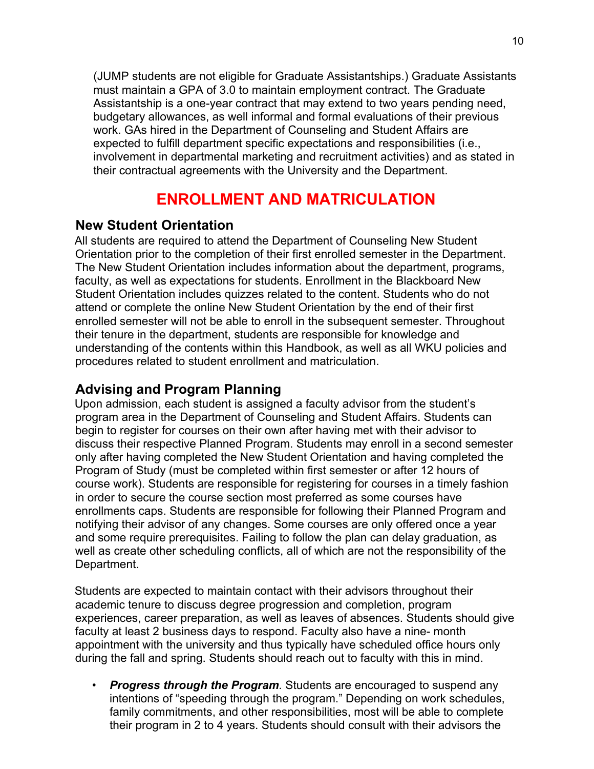(JUMP students are not eligible for Graduate Assistantships.) Graduate Assistants must maintain a GPA of 3.0 to maintain employment contract. The Graduate Assistantship is a one-year contract that may extend to two years pending need, budgetary allowances, as well informal and formal evaluations of their previous work. GAs hired in the Department of Counseling and Student Affairs are expected to fulfill department specific expectations and responsibilities (i.e., involvement in departmental marketing and recruitment activities) and as stated in their contractual agreements with the University and the Department.

# ENROLLMENT AND MATRICULATION

## New Student Orientation

All students are required to attend the Department of Counseling New Student Orientation prior to the completion of their first enrolled semester in the Department. The New Student Orientation includes information about the department, programs, faculty, as well as expectations for students. Enrollment in the Blackboard New Student Orientation includes quizzes related to the content. Students who do not attend or complete the online New Student Orientation by the end of their first enrolled semester will not be able to enroll in the subsequent semester. Throughout their tenure in the department, students are responsible for knowledge and understanding of the contents within this Handbook, as well as all WKU policies and procedures related to student enrollment and matriculation.

## Advising and Program Planning

Upon admission, each student is assigned a faculty advisor from the student's program area in the Department of Counseling and Student Affairs. Students can begin to register for courses on their own after having met with their advisor to discuss their respective Planned Program. Students may enroll in a second semester only after having completed the New Student Orientation and having completed the Program of Study (must be completed within first semester or after 12 hours of course work). Students are responsible for registering for courses in a timely fashion in order to secure the course section most preferred as some courses have enrollments caps. Students are responsible for following their Planned Program and notifying their advisor of any changes. Some courses are only offered once a year and some require prerequisites. Failing to follow the plan can delay graduation, as well as create other scheduling conflicts, all of which are not the responsibility of the Department.

Students are expected to maintain contact with their advisors throughout their academic tenure to discuss degree progression and completion, program experiences, career preparation, as well as leaves of absences. Students should give faculty at least 2 business days to respond. Faculty also have a nine- month appointment with the university and thus typically have scheduled office hours only during the fall and spring. Students should reach out to faculty with this in mind.

- ***Progress through the Program***. Students are encouraged to suspend any intentions of "speeding through the program." Depending on work schedules, family commitments, and other responsibilities, most will be able to complete their program in 2 to 4 years. Students should consult with their advisors the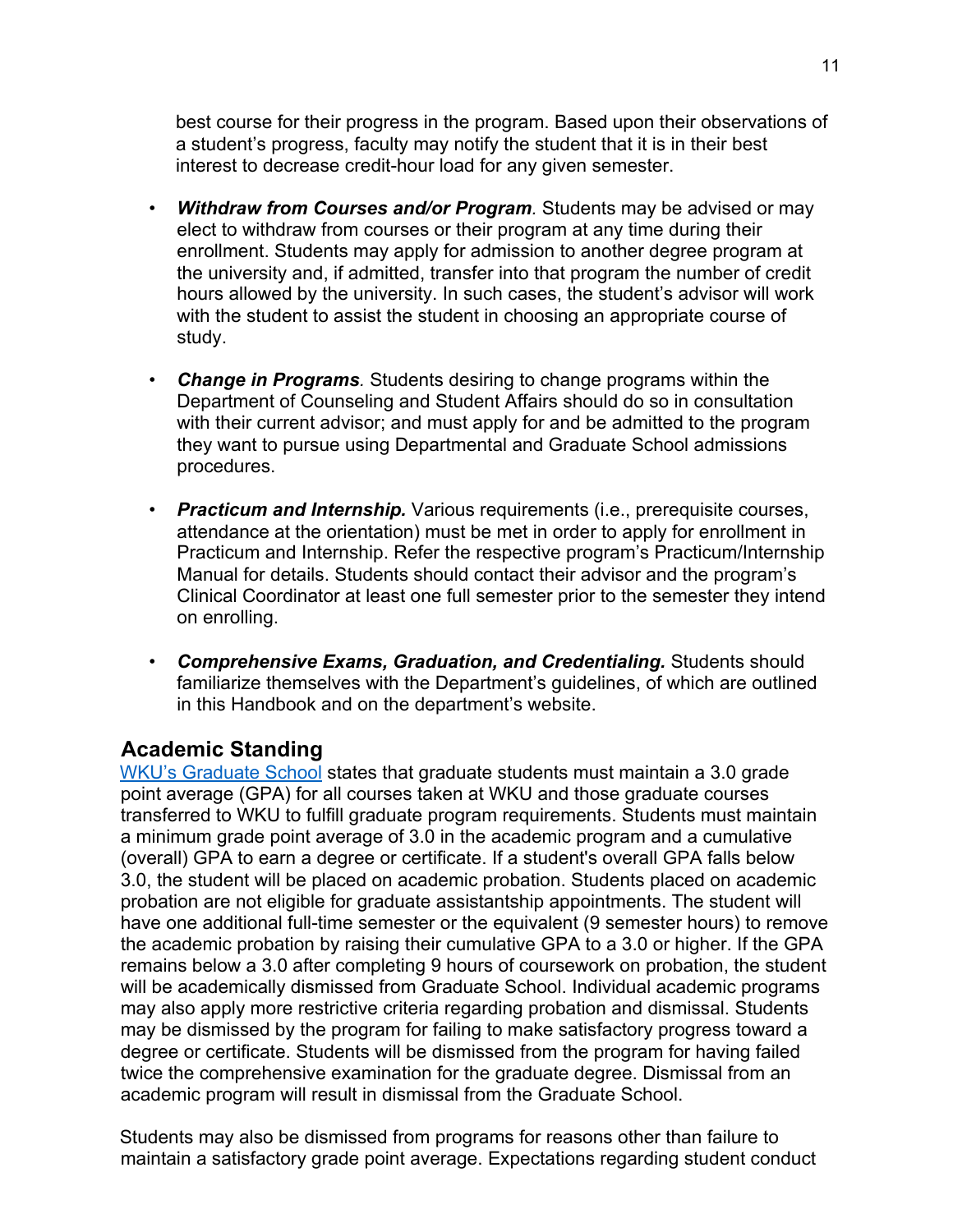best course for their progress in the program. Based upon their observations of a student's progress, faculty may notify the student that it is in their best interest to decrease credit-hour load for any given semester.

- ***Withdraw from Courses and/or Program***. Students may be advised or may elect to withdraw from courses or their program at any time during their enrollment. Students may apply for admission to another degree program at the university and, if admitted, transfer into that program the number of credit hours allowed by the university. In such cases, the student's advisor will work with the student to assist the student in choosing an appropriate course of study.

- ***Change in Programs***. Students desiring to change programs within the Department of Counseling and Student Affairs should do so in consultation with their current advisor; and must apply for and be admitted to the program they want to pursue using Departmental and Graduate School admissions procedures.

- ***Practicum and Internship.*** Various requirements (i.e., prerequisite courses, attendance at the orientation) must be met in order to apply for enrollment in Practicum and Internship. Refer the respective program's Practicum/Internship Manual for details. Students should contact their advisor and the program's Clinical Coordinator at least one full semester prior to the semester they intend on enrolling.

- ***Comprehensive Exams, Graduation, and Credentialing.*** Students should familiarize themselves with the Department's guidelines, of which are outlined in this Handbook and on the department's website.

## Academic Standing

WKU's Graduate School states that graduate students must maintain a 3.0 grade point average (GPA) for all courses taken at WKU and those graduate courses transferred to WKU to fulfill graduate program requirements. Students must maintain a minimum grade point average of 3.0 in the academic program and a cumulative (overall) GPA to earn a degree or certificate. If a student's overall GPA falls below 3.0, the student will be placed on academic probation. Students placed on academic probation are not eligible for graduate assistantship appointments. The student will have one additional full-time semester or the equivalent (9 semester hours) to remove the academic probation by raising their cumulative GPA to a 3.0 or higher. If the GPA remains below a 3.0 after completing 9 hours of coursework on probation, the student will be academically dismissed from Graduate School. Individual academic programs may also apply more restrictive criteria regarding probation and dismissal. Students may be dismissed by the program for failing to make satisfactory progress toward a degree or certificate. Students will be dismissed from the program for having failed twice the comprehensive examination for the graduate degree. Dismissal from an academic program will result in dismissal from the Graduate School.

Students may also be dismissed from programs for reasons other than failure to maintain a satisfactory grade point average. Expectations regarding student conduct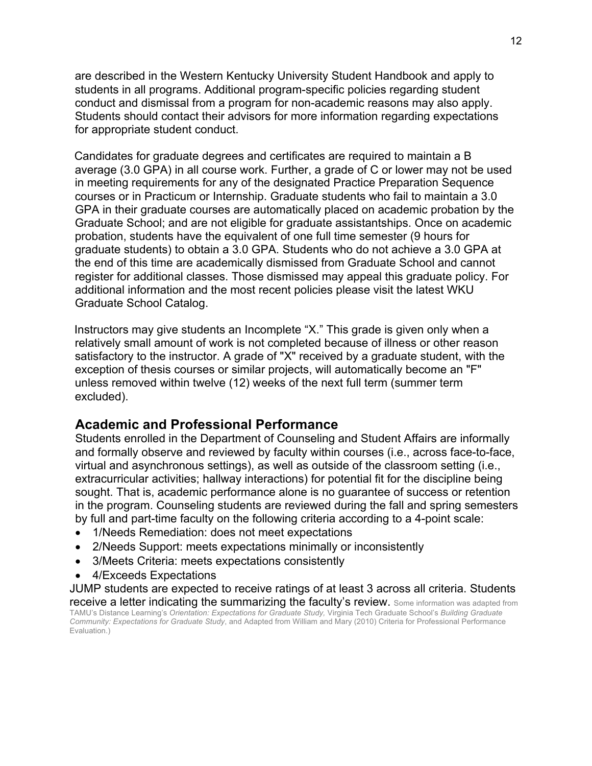are described in the Western Kentucky University Student Handbook and apply to students in all programs. Additional program-specific policies regarding student conduct and dismissal from a program for non-academic reasons may also apply. Students should contact their advisors for more information regarding expectations for appropriate student conduct.

Candidates for graduate degrees and certificates are required to maintain a B average (3.0 GPA) in all course work. Further, a grade of C or lower may not be used in meeting requirements for any of the designated Practice Preparation Sequence courses or in Practicum or Internship. Graduate students who fail to maintain a 3.0 GPA in their graduate courses are automatically placed on academic probation by the Graduate School; and are not eligible for graduate assistantships. Once on academic probation, students have the equivalent of one full time semester (9 hours for graduate students) to obtain a 3.0 GPA. Students who do not achieve a 3.0 GPA at the end of this time are academically dismissed from Graduate School and cannot register for additional classes. Those dismissed may appeal this graduate policy. For additional information and the most recent policies please visit the latest WKU Graduate School Catalog.

Instructors may give students an Incomplete “X.” This grade is given only when a relatively small amount of work is not completed because of illness or other reason satisfactory to the instructor. A grade of "X" received by a graduate student, with the exception of thesis courses or similar projects, will automatically become an "F" unless removed within twelve (12) weeks of the next full term (summer term excluded).

## Academic and Professional Performance

Students enrolled in the Department of Counseling and Student Affairs are informally and formally observe and reviewed by faculty within courses (i.e., across face-to-face, virtual and asynchronous settings), as well as outside of the classroom setting (i.e., extracurricular activities; hallway interactions) for potential fit for the discipline being sought. That is, academic performance alone is no guarantee of success or retention in the program. Counseling students are reviewed during the fall and spring semesters by full and part-time faculty on the following criteria according to a 4-point scale:

- 1/Needs Remediation: does not meet expectations
- 2/Needs Support: meets expectations minimally or inconsistently
- 3/Meets Criteria: meets expectations consistently
- 4/Exceeds Expectations

JUMP students are expected to receive ratings of at least 3 across all criteria. Students receive a letter indicating the summarizing the faculty’s review. Some information was adapted from TAMU’s Distance Learning’s *Orientation: Expectations for Graduate Study,* Virginia Tech Graduate School’s *Building Graduate Community: Expectations for Graduate Study*, and Adapted from William and Mary (2010) Criteria for Professional Performance Evaluation.)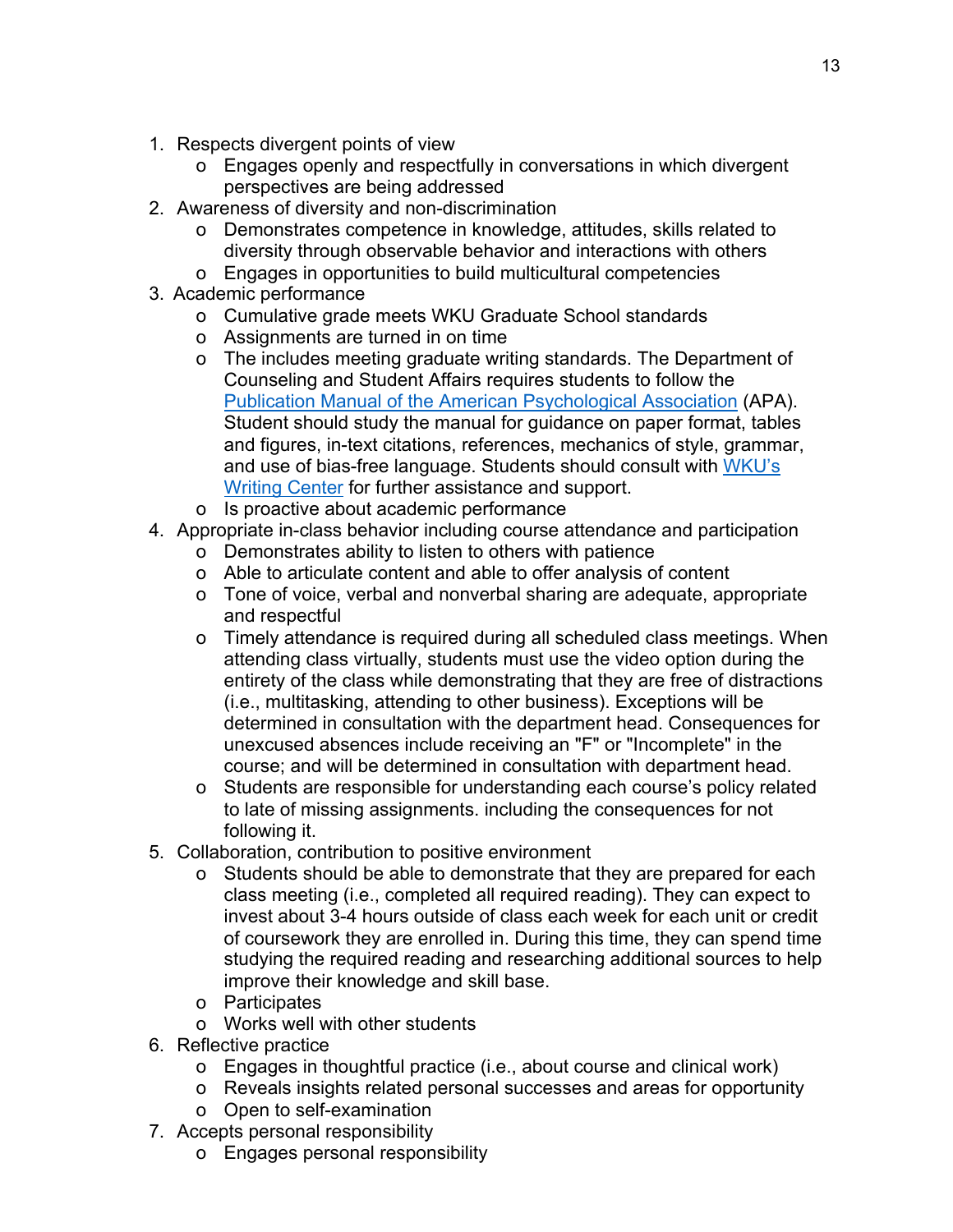1. Respects divergent points of view
   - Engages openly and respectfully in conversations in which divergent perspectives are being addressed
2. Awareness of diversity and non-discrimination
   - Demonstrates competence in knowledge, attitudes, skills related to diversity through observable behavior and interactions with others
   - Engages in opportunities to build multicultural competencies
3. Academic performance
   - Cumulative grade meets WKU Graduate School standards
   - Assignments are turned in on time
   - The includes meeting graduate writing standards. The Department of Counseling and Student Affairs requires students to follow the Publication Manual of the American Psychological Association (APA). Student should study the manual for guidance on paper format, tables and figures, in-text citations, references, mechanics of style, grammar, and use of bias-free language. Students should consult with WKU's Writing Center for further assistance and support.
   - Is proactive about academic performance
4. Appropriate in-class behavior including course attendance and participation
   - Demonstrates ability to listen to others with patience
   - Able to articulate content and able to offer analysis of content
   - Tone of voice, verbal and nonverbal sharing are adequate, appropriate and respectful
   - Timely attendance is required during all scheduled class meetings. When attending class virtually, students must use the video option during the entirety of the class while demonstrating that they are free of distractions (i.e., multitasking, attending to other business). Exceptions will be determined in consultation with the department head. Consequences for unexcused absences include receiving an "F" or "Incomplete" in the course; and will be determined in consultation with department head.
   - Students are responsible for understanding each course's policy related to late of missing assignments. including the consequences for not following it.
5. Collaboration, contribution to positive environment
   - Students should be able to demonstrate that they are prepared for each class meeting (i.e., completed all required reading). They can expect to invest about 3-4 hours outside of class each week for each unit or credit of coursework they are enrolled in. During this time, they can spend time studying the required reading and researching additional sources to help improve their knowledge and skill base.
   - Participates
   - Works well with other students
6. Reflective practice
   - Engages in thoughtful practice (i.e., about course and clinical work)
   - Reveals insights related personal successes and areas for opportunity
   - Open to self-examination
7. Accepts personal responsibility
   - Engages personal responsibility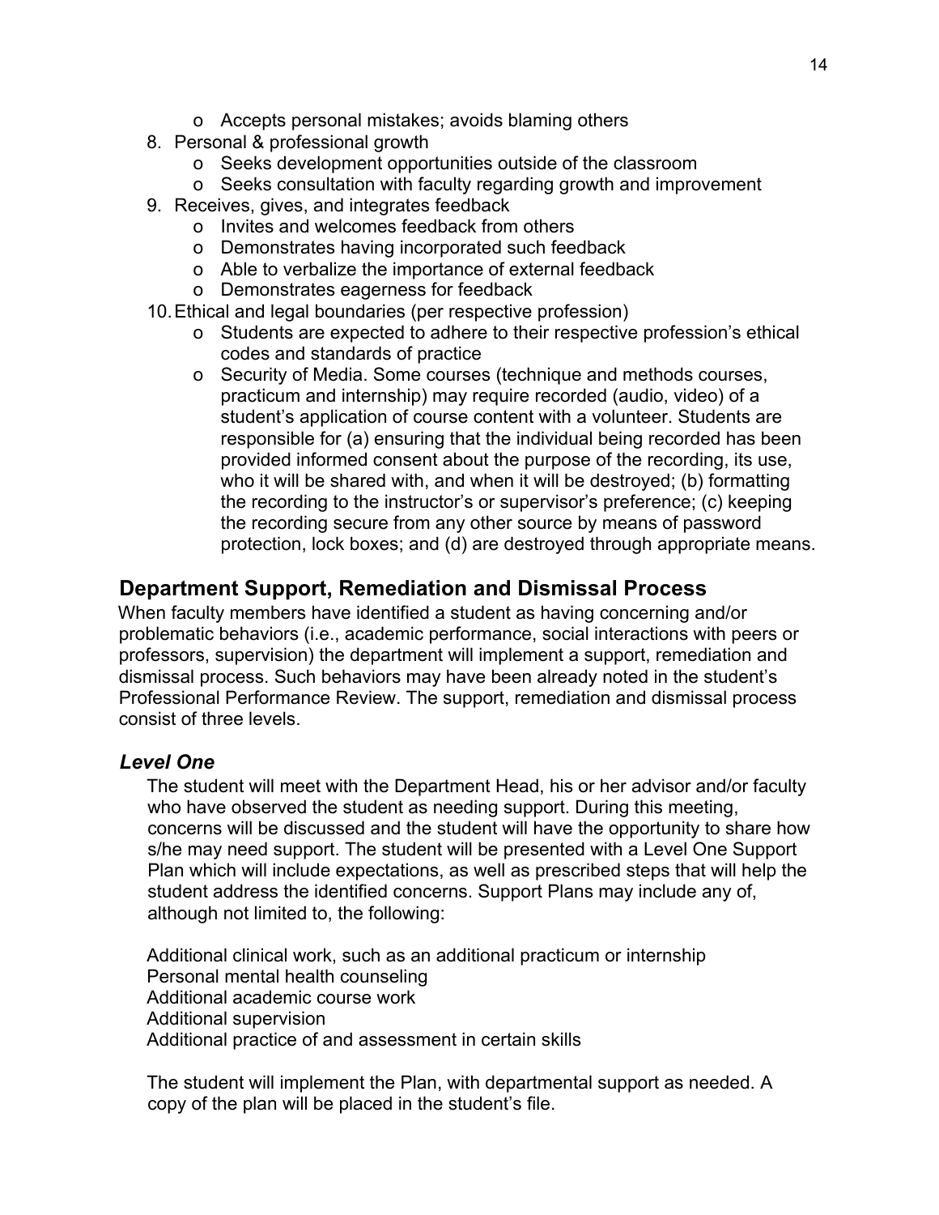- Accepts personal mistakes; avoids blaming others

8. Personal & professional growth
    - Seeks development opportunities outside of the classroom
    - Seeks consultation with faculty regarding growth and improvement
9. Receives, gives, and integrates feedback
    - Invites and welcomes feedback from others
    - Demonstrates having incorporated such feedback
    - Able to verbalize the importance of external feedback
    - Demonstrates eagerness for feedback
10. Ethical and legal boundaries (per respective profession)
    - Students are expected to adhere to their respective profession's ethical codes and standards of practice
    - Security of Media. Some courses (technique and methods courses, practicum and internship) may require recorded (audio, video) of a student's application of course content with a volunteer. Students are responsible for (a) ensuring that the individual being recorded has been provided informed consent about the purpose of the recording, its use, who it will be shared with, and when it will be destroyed; (b) formatting the recording to the instructor's or supervisor's preference; (c) keeping the recording secure from any other source by means of password protection, lock boxes; and (d) are destroyed through appropriate means.

## Department Support, Remediation and Dismissal Process

When faculty members have identified a student as having concerning and/or problematic behaviors (i.e., academic performance, social interactions with peers or professors, supervision) the department will implement a support, remediation and dismissal process. Such behaviors may have been already noted in the student's Professional Performance Review. The support, remediation and dismissal process consist of three levels.

### *Level One*

The student will meet with the Department Head, his or her advisor and/or faculty who have observed the student as needing support. During this meeting, concerns will be discussed and the student will have the opportunity to share how s/he may need support. The student will be presented with a Level One Support Plan which will include expectations, as well as prescribed steps that will help the student address the identified concerns. Support Plans may include any of, although not limited to, the following:

Additional clinical work, such as an additional practicum or internship
Personal mental health counseling
Additional academic course work
Additional supervision
Additional practice of and assessment in certain skills

The student will implement the Plan, with departmental support as needed. A copy of the plan will be placed in the student's file.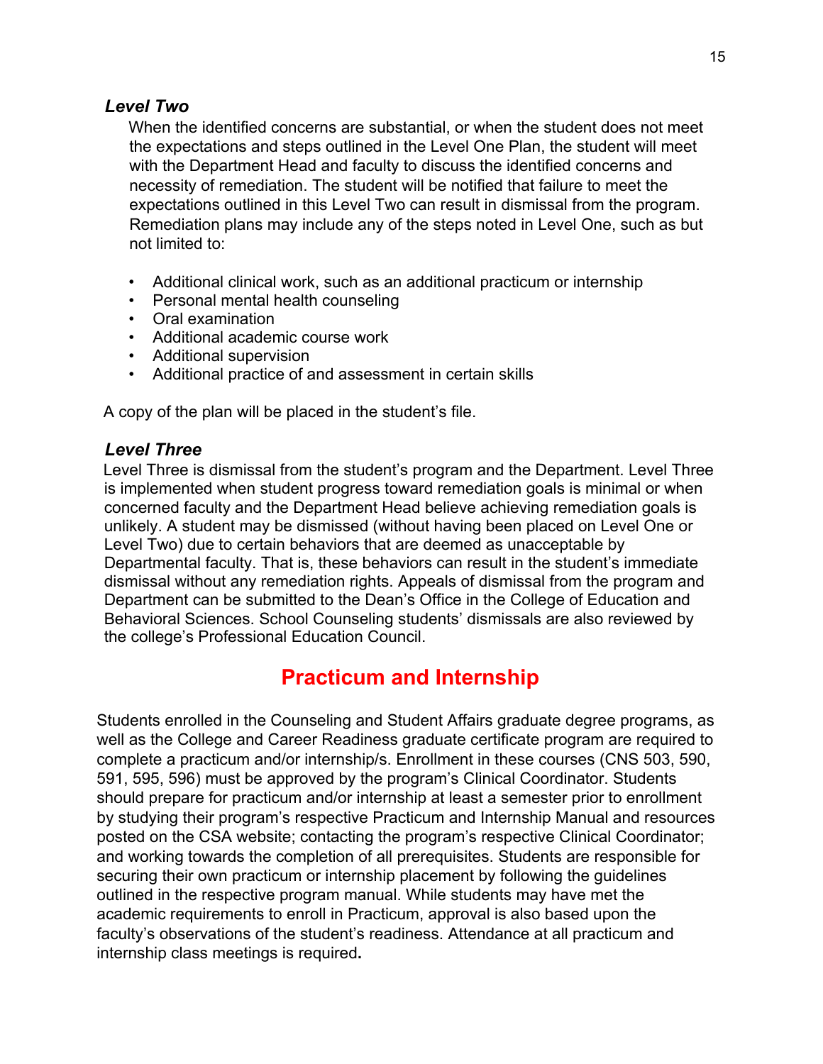### *Level Two*

When the identified concerns are substantial, or when the student does not meet the expectations and steps outlined in the Level One Plan, the student will meet with the Department Head and faculty to discuss the identified concerns and necessity of remediation. The student will be notified that failure to meet the expectations outlined in this Level Two can result in dismissal from the program. Remediation plans may include any of the steps noted in Level One, such as but not limited to:

- Additional clinical work, such as an additional practicum or internship
- Personal mental health counseling
- Oral examination
- Additional academic course work
- Additional supervision
- Additional practice of and assessment in certain skills

A copy of the plan will be placed in the student's file.

### *Level Three*

Level Three is dismissal from the student's program and the Department. Level Three is implemented when student progress toward remediation goals is minimal or when concerned faculty and the Department Head believe achieving remediation goals is unlikely. A student may be dismissed (without having been placed on Level One or Level Two) due to certain behaviors that are deemed as unacceptable by Departmental faculty. That is, these behaviors can result in the student's immediate dismissal without any remediation rights. Appeals of dismissal from the program and Department can be submitted to the Dean's Office in the College of Education and Behavioral Sciences. School Counseling students' dismissals are also reviewed by the college's Professional Education Council.

## Practicum and Internship

Students enrolled in the Counseling and Student Affairs graduate degree programs, as well as the College and Career Readiness graduate certificate program are required to complete a practicum and/or internship/s. Enrollment in these courses (CNS 503, 590, 591, 595, 596) must be approved by the program's Clinical Coordinator. Students should prepare for practicum and/or internship at least a semester prior to enrollment by studying their program's respective Practicum and Internship Manual and resources posted on the CSA website; contacting the program's respective Clinical Coordinator; and working towards the completion of all prerequisites. Students are responsible for securing their own practicum or internship placement by following the guidelines outlined in the respective program manual. While students may have met the academic requirements to enroll in Practicum, approval is also based upon the faculty's observations of the student's readiness. Attendance at all practicum and internship class meetings is required.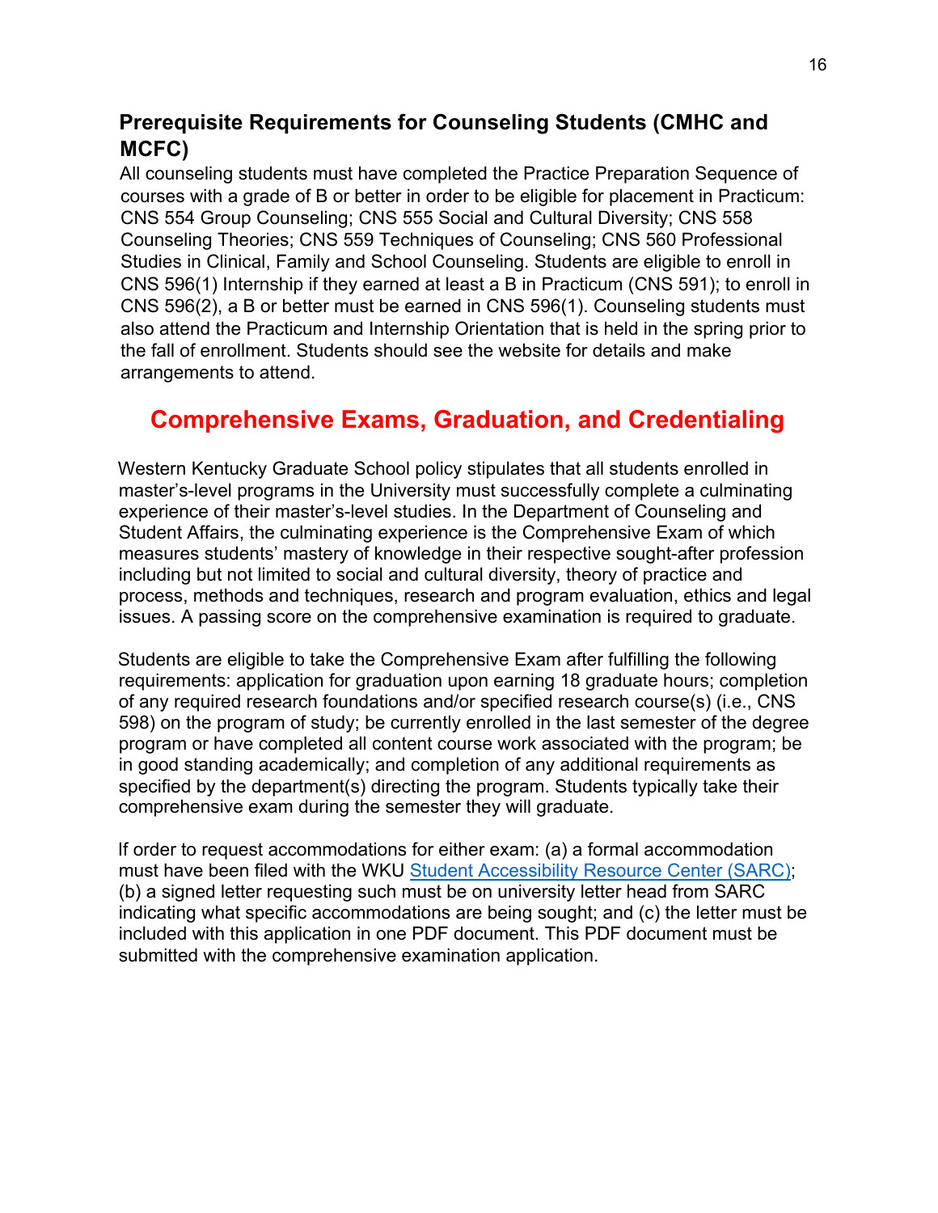### Prerequisite Requirements for Counseling Students (CMHC and MCFC)

All counseling students must have completed the Practice Preparation Sequence of courses with a grade of B or better in order to be eligible for placement in Practicum: CNS 554 Group Counseling; CNS 555 Social and Cultural Diversity; CNS 558 Counseling Theories; CNS 559 Techniques of Counseling; CNS 560 Professional Studies in Clinical, Family and School Counseling. Students are eligible to enroll in CNS 596(1) Internship if they earned at least a B in Practicum (CNS 591); to enroll in CNS 596(2), a B or better must be earned in CNS 596(1). Counseling students must also attend the Practicum and Internship Orientation that is held in the spring prior to the fall of enrollment. Students should see the website for details and make arrangements to attend.

## Comprehensive Exams, Graduation, and Credentialing

Western Kentucky Graduate School policy stipulates that all students enrolled in master's-level programs in the University must successfully complete a culminating experience of their master's-level studies. In the Department of Counseling and Student Affairs, the culminating experience is the Comprehensive Exam of which measures students' mastery of knowledge in their respective sought-after profession including but not limited to social and cultural diversity, theory of practice and process, methods and techniques, research and program evaluation, ethics and legal issues. A passing score on the comprehensive examination is required to graduate.

Students are eligible to take the Comprehensive Exam after fulfilling the following requirements: application for graduation upon earning 18 graduate hours; completion of any required research foundations and/or specified research course(s) (i.e., CNS 598) on the program of study; be currently enrolled in the last semester of the degree program or have completed all content course work associated with the program; be in good standing academically; and completion of any additional requirements as specified by the department(s) directing the program. Students typically take their comprehensive exam during the semester they will graduate.

If order to request accommodations for either exam: (a) a formal accommodation must have been filed with the WKU Student Accessibility Resource Center (SARC); (b) a signed letter requesting such must be on university letter head from SARC indicating what specific accommodations are being sought; and (c) the letter must be included with this application in one PDF document. This PDF document must be submitted with the comprehensive examination application.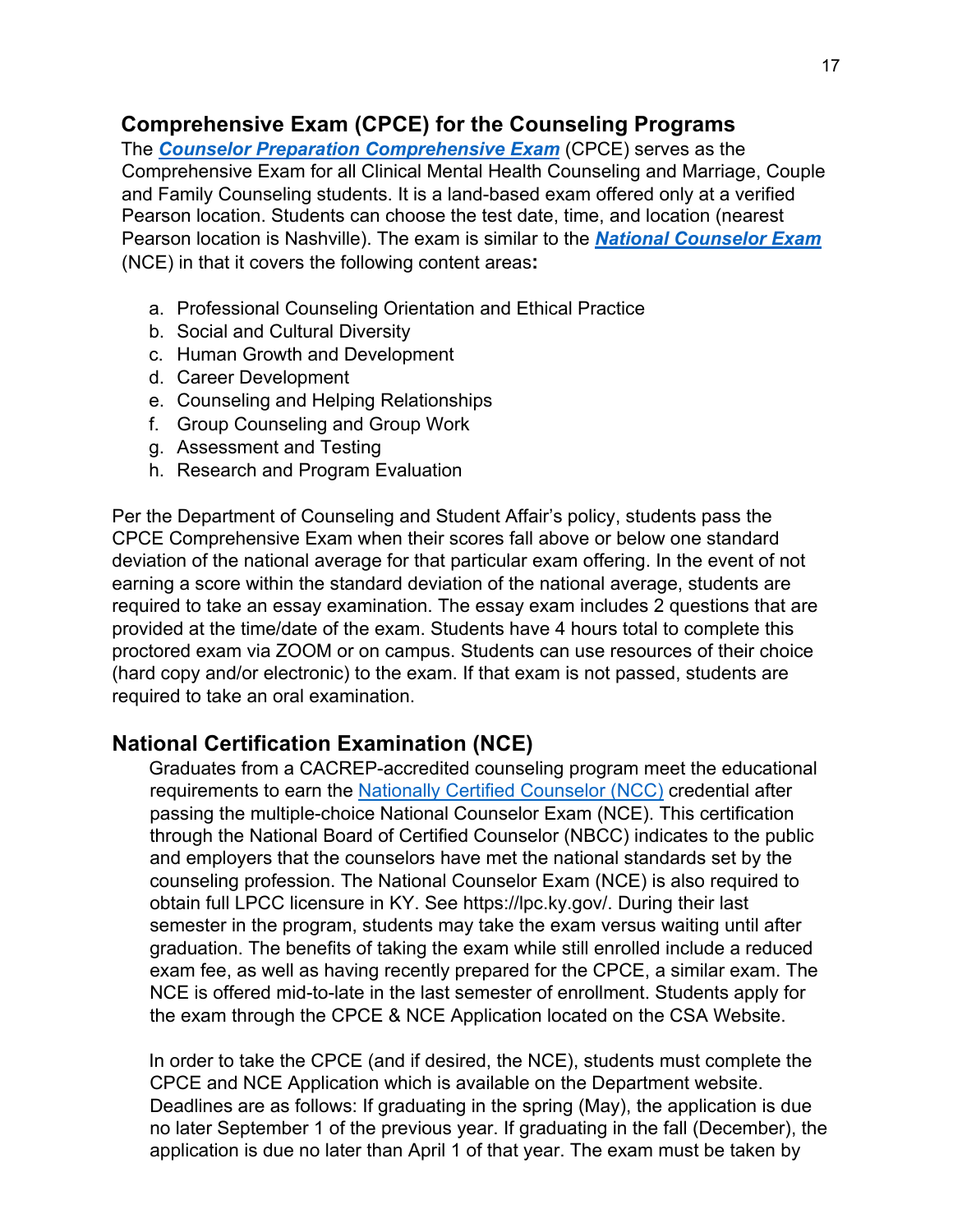## Comprehensive Exam (CPCE) for the Counseling Programs

The ***Counselor Preparation Comprehensive Exam*** (CPCE) serves as the Comprehensive Exam for all Clinical Mental Health Counseling and Marriage, Couple and Family Counseling students. It is a land-based exam offered only at a verified Pearson location. Students can choose the test date, time, and location (nearest Pearson location is Nashville). The exam is similar to the ***National Counselor Exam*** (NCE) in that it covers the following content areas**:**

a. Professional Counseling Orientation and Ethical Practice
b. Social and Cultural Diversity
c. Human Growth and Development
d. Career Development
e. Counseling and Helping Relationships
f. Group Counseling and Group Work
g. Assessment and Testing
h. Research and Program Evaluation

Per the Department of Counseling and Student Affair's policy, students pass the CPCE Comprehensive Exam when their scores fall above or below one standard deviation of the national average for that particular exam offering. In the event of not earning a score within the standard deviation of the national average, students are required to take an essay examination. The essay exam includes 2 questions that are provided at the time/date of the exam. Students have 4 hours total to complete this proctored exam via ZOOM or on campus. Students can use resources of their choice (hard copy and/or electronic) to the exam. If that exam is not passed, students are required to take an oral examination.

## National Certification Examination (NCE)

Graduates from a CACREP-accredited counseling program meet the educational requirements to earn the Nationally Certified Counselor (NCC) credential after passing the multiple-choice National Counselor Exam (NCE). This certification through the National Board of Certified Counselor (NBCC) indicates to the public and employers that the counselors have met the national standards set by the counseling profession. The National Counselor Exam (NCE) is also required to obtain full LPCC licensure in KY. See https://lpc.ky.gov/. During their last semester in the program, students may take the exam versus waiting until after graduation. The benefits of taking the exam while still enrolled include a reduced exam fee, as well as having recently prepared for the CPCE, a similar exam. The NCE is offered mid-to-late in the last semester of enrollment. Students apply for the exam through the CPCE & NCE Application located on the CSA Website.

In order to take the CPCE (and if desired, the NCE), students must complete the CPCE and NCE Application which is available on the Department website. Deadlines are as follows: If graduating in the spring (May), the application is due no later September 1 of the previous year. If graduating in the fall (December), the application is due no later than April 1 of that year. The exam must be taken by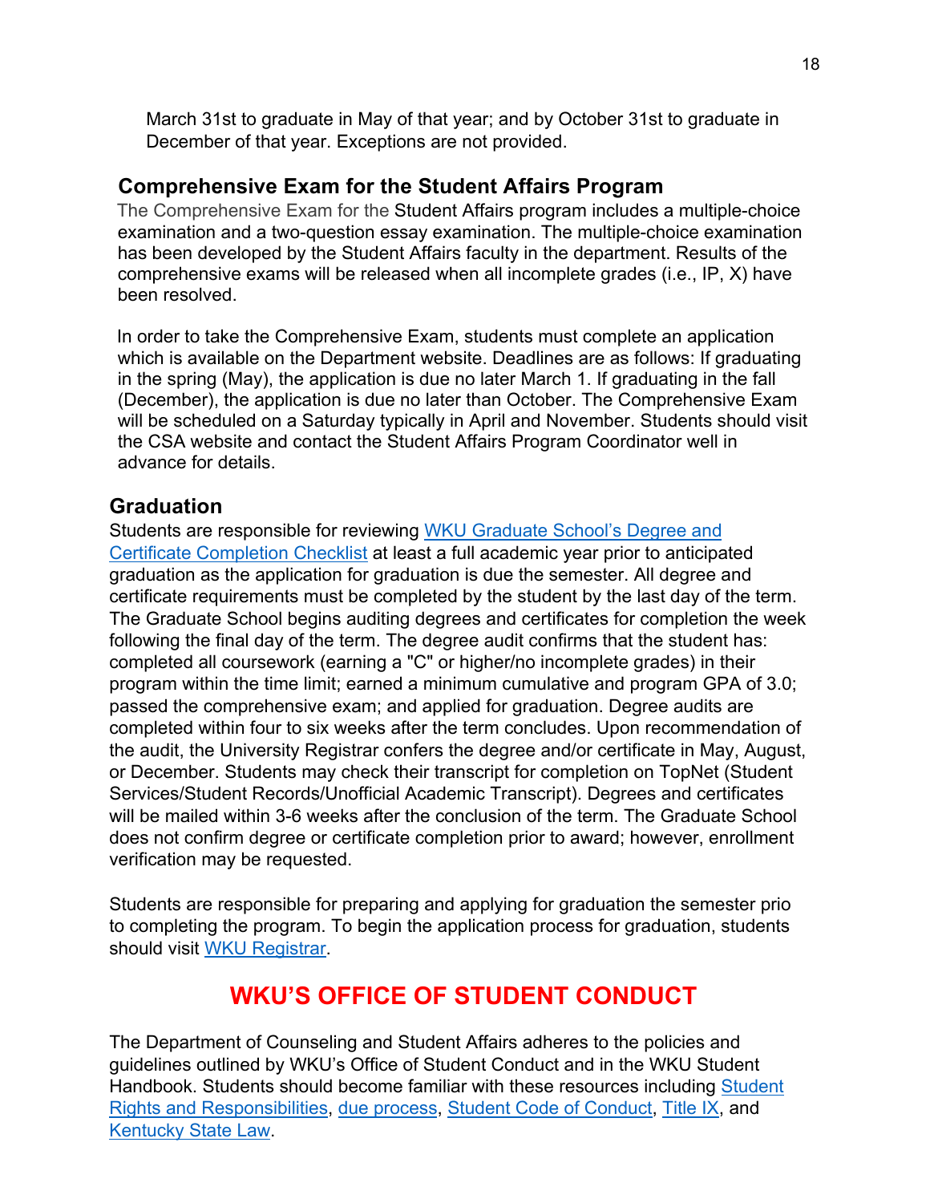March 31st to graduate in May of that year; and by October 31st to graduate in December of that year. Exceptions are not provided.

## Comprehensive Exam for the Student Affairs Program

The Comprehensive Exam for the Student Affairs program includes a multiple-choice examination and a two-question essay examination. The multiple-choice examination has been developed by the Student Affairs faculty in the department. Results of the comprehensive exams will be released when all incomplete grades (i.e., IP, X) have been resolved.

In order to take the Comprehensive Exam, students must complete an application which is available on the Department website. Deadlines are as follows: If graduating in the spring (May), the application is due no later March 1. If graduating in the fall (December), the application is due no later than October. The Comprehensive Exam will be scheduled on a Saturday typically in April and November. Students should visit the CSA website and contact the Student Affairs Program Coordinator well in advance for details.

## Graduation

Students are responsible for reviewing WKU Graduate School's Degree and Certificate Completion Checklist at least a full academic year prior to anticipated graduation as the application for graduation is due the semester. All degree and certificate requirements must be completed by the student by the last day of the term. The Graduate School begins auditing degrees and certificates for completion the week following the final day of the term. The degree audit confirms that the student has: completed all coursework (earning a "C" or higher/no incomplete grades) in their program within the time limit; earned a minimum cumulative and program GPA of 3.0; passed the comprehensive exam; and applied for graduation. Degree audits are completed within four to six weeks after the term concludes. Upon recommendation of the audit, the University Registrar confers the degree and/or certificate in May, August, or December. Students may check their transcript for completion on TopNet (Student Services/Student Records/Unofficial Academic Transcript). Degrees and certificates will be mailed within 3-6 weeks after the conclusion of the term. The Graduate School does not confirm degree or certificate completion prior to award; however, enrollment verification may be requested.

Students are responsible for preparing and applying for graduation the semester prio to completing the program. To begin the application process for graduation, students should visit WKU Registrar.

# WKU'S OFFICE OF STUDENT CONDUCT

The Department of Counseling and Student Affairs adheres to the policies and guidelines outlined by WKU's Office of Student Conduct and in the WKU Student Handbook. Students should become familiar with these resources including Student Rights and Responsibilities, due process, Student Code of Conduct, Title IX, and Kentucky State Law.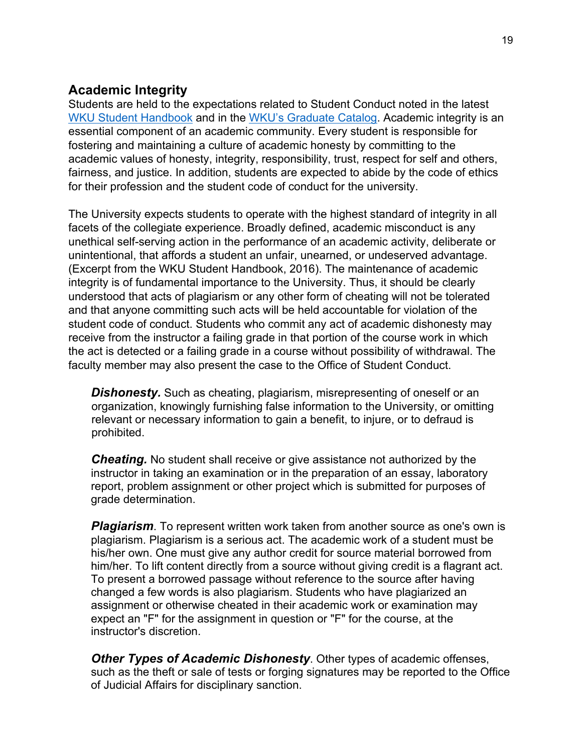## Academic Integrity

Students are held to the expectations related to Student Conduct noted in the latest WKU Student Handbook and in the WKU's Graduate Catalog. Academic integrity is an essential component of an academic community. Every student is responsible for fostering and maintaining a culture of academic honesty by committing to the academic values of honesty, integrity, responsibility, trust, respect for self and others, fairness, and justice. In addition, students are expected to abide by the code of ethics for their profession and the student code of conduct for the university.

The University expects students to operate with the highest standard of integrity in all facets of the collegiate experience. Broadly defined, academic misconduct is any unethical self-serving action in the performance of an academic activity, deliberate or unintentional, that affords a student an unfair, unearned, or undeserved advantage. (Excerpt from the WKU Student Handbook, 2016). The maintenance of academic integrity is of fundamental importance to the University. Thus, it should be clearly understood that acts of plagiarism or any other form of cheating will not be tolerated and that anyone committing such acts will be held accountable for violation of the student code of conduct. Students who commit any act of academic dishonesty may receive from the instructor a failing grade in that portion of the course work in which the act is detected or a failing grade in a course without possibility of withdrawal. The faculty member may also present the case to the Office of Student Conduct.

***Dishonesty.*** Such as cheating, plagiarism, misrepresenting of oneself or an organization, knowingly furnishing false information to the University, or omitting relevant or necessary information to gain a benefit, to injure, or to defraud is prohibited.

***Cheating.*** No student shall receive or give assistance not authorized by the instructor in taking an examination or in the preparation of an essay, laboratory report, problem assignment or other project which is submitted for purposes of grade determination.

***Plagiarism***. To represent written work taken from another source as one's own is plagiarism. Plagiarism is a serious act. The academic work of a student must be his/her own. One must give any author credit for source material borrowed from him/her. To lift content directly from a source without giving credit is a flagrant act. To present a borrowed passage without reference to the source after having changed a few words is also plagiarism. Students who have plagiarized an assignment or otherwise cheated in their academic work or examination may expect an "F" for the assignment in question or "F" for the course, at the instructor's discretion.

***Other Types of Academic Dishonesty***. Other types of academic offenses, such as the theft or sale of tests or forging signatures may be reported to the Office of Judicial Affairs for disciplinary sanction.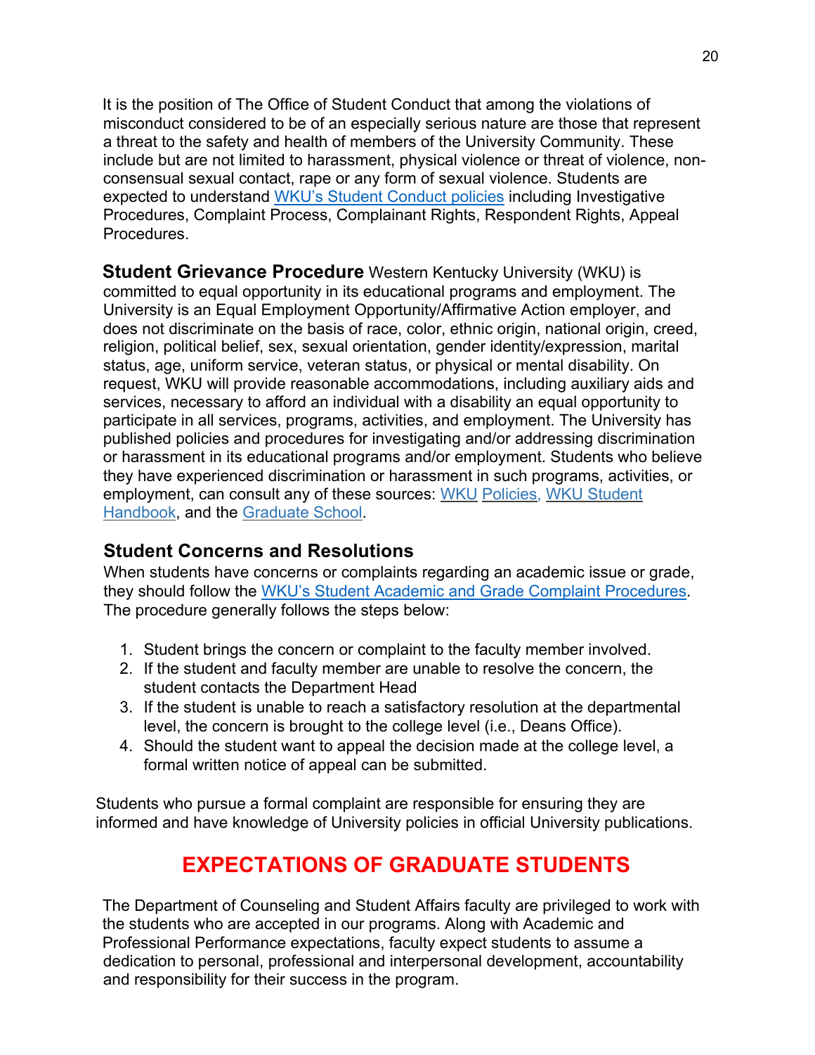It is the position of The Office of Student Conduct that among the violations of misconduct considered to be of an especially serious nature are those that represent a threat to the safety and health of members of the University Community. These include but are not limited to harassment, physical violence or threat of violence, non-consensual sexual contact, rape or any form of sexual violence. Students are expected to understand WKU's Student Conduct policies including Investigative Procedures, Complaint Process, Complainant Rights, Respondent Rights, Appeal Procedures.

**Student Grievance Procedure** Western Kentucky University (WKU) is committed to equal opportunity in its educational programs and employment. The University is an Equal Employment Opportunity/Affirmative Action employer, and does not discriminate on the basis of race, color, ethnic origin, national origin, creed, religion, political belief, sex, sexual orientation, gender identity/expression, marital status, age, uniform service, veteran status, or physical or mental disability. On request, WKU will provide reasonable accommodations, including auxiliary aids and services, necessary to afford an individual with a disability an equal opportunity to participate in all services, programs, activities, and employment. The University has published policies and procedures for investigating and/or addressing discrimination or harassment in its educational programs and/or employment. Students who believe they have experienced discrimination or harassment in such programs, activities, or employment, can consult any of these sources: WKU Policies, WKU Student Handbook, and the Graduate School.

### Student Concerns and Resolutions

When students have concerns or complaints regarding an academic issue or grade, they should follow the WKU's Student Academic and Grade Complaint Procedures. The procedure generally follows the steps below:

1. Student brings the concern or complaint to the faculty member involved.
2. If the student and faculty member are unable to resolve the concern, the student contacts the Department Head
3. If the student is unable to reach a satisfactory resolution at the departmental level, the concern is brought to the college level (i.e., Deans Office).
4. Should the student want to appeal the decision made at the college level, a formal written notice of appeal can be submitted.

Students who pursue a formal complaint are responsible for ensuring they are informed and have knowledge of University policies in official University publications.

## EXPECTATIONS OF GRADUATE STUDENTS

The Department of Counseling and Student Affairs faculty are privileged to work with the students who are accepted in our programs. Along with Academic and Professional Performance expectations, faculty expect students to assume a dedication to personal, professional and interpersonal development, accountability and responsibility for their success in the program.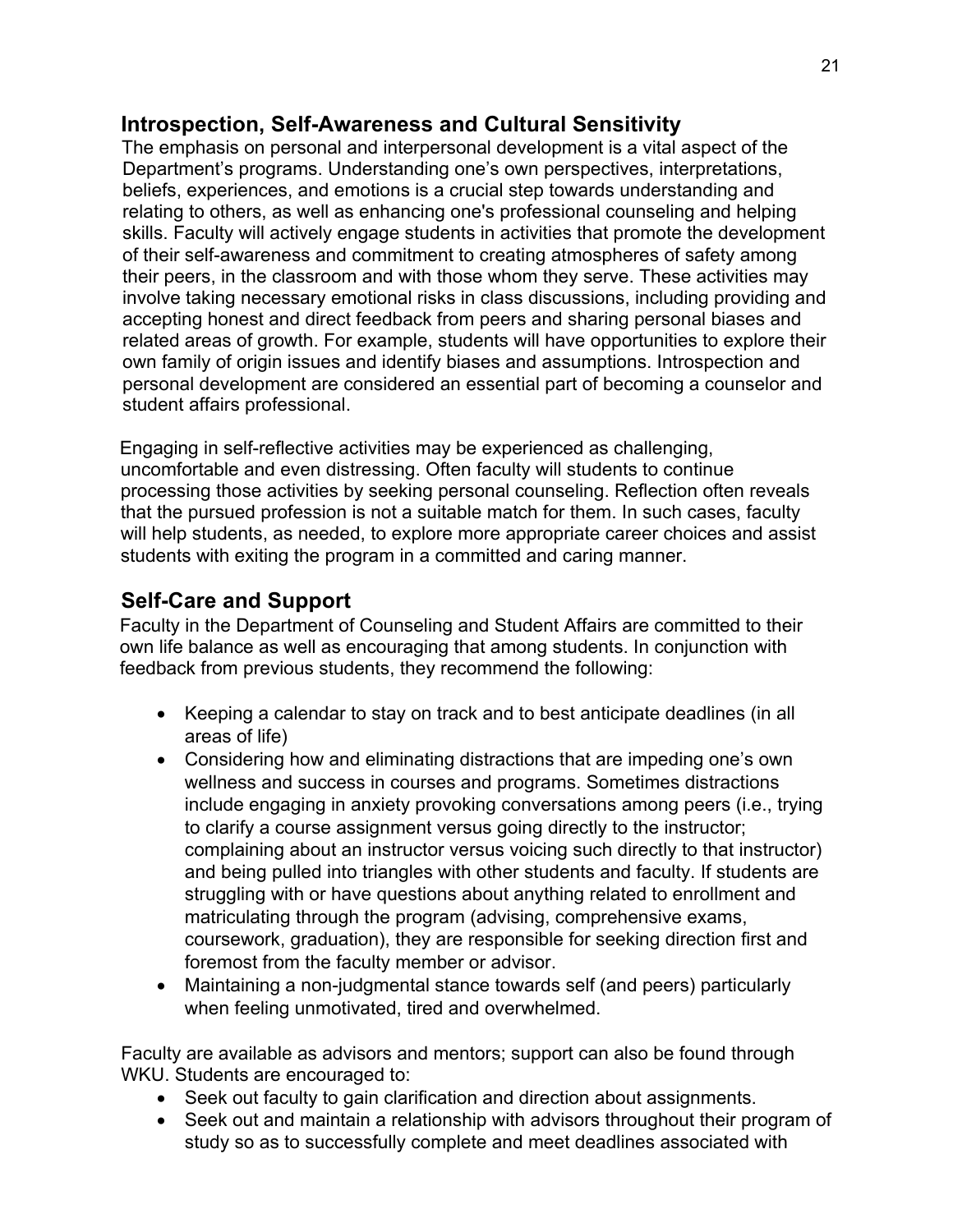## Introspection, Self-Awareness and Cultural Sensitivity

The emphasis on personal and interpersonal development is a vital aspect of the Department's programs. Understanding one's own perspectives, interpretations, beliefs, experiences, and emotions is a crucial step towards understanding and relating to others, as well as enhancing one's professional counseling and helping skills. Faculty will actively engage students in activities that promote the development of their self-awareness and commitment to creating atmospheres of safety among their peers, in the classroom and with those whom they serve. These activities may involve taking necessary emotional risks in class discussions, including providing and accepting honest and direct feedback from peers and sharing personal biases and related areas of growth. For example, students will have opportunities to explore their own family of origin issues and identify biases and assumptions. Introspection and personal development are considered an essential part of becoming a counselor and student affairs professional.

Engaging in self-reflective activities may be experienced as challenging, uncomfortable and even distressing. Often faculty will students to continue processing those activities by seeking personal counseling. Reflection often reveals that the pursued profession is not a suitable match for them. In such cases, faculty will help students, as needed, to explore more appropriate career choices and assist students with exiting the program in a committed and caring manner.

## Self-Care and Support

Faculty in the Department of Counseling and Student Affairs are committed to their own life balance as well as encouraging that among students. In conjunction with feedback from previous students, they recommend the following:

- Keeping a calendar to stay on track and to best anticipate deadlines (in all areas of life)
- Considering how and eliminating distractions that are impeding one's own wellness and success in courses and programs. Sometimes distractions include engaging in anxiety provoking conversations among peers (i.e., trying to clarify a course assignment versus going directly to the instructor; complaining about an instructor versus voicing such directly to that instructor) and being pulled into triangles with other students and faculty. If students are struggling with or have questions about anything related to enrollment and matriculating through the program (advising, comprehensive exams, coursework, graduation), they are responsible for seeking direction first and foremost from the faculty member or advisor.
- Maintaining a non-judgmental stance towards self (and peers) particularly when feeling unmotivated, tired and overwhelmed.

Faculty are available as advisors and mentors; support can also be found through WKU. Students are encouraged to:

- Seek out faculty to gain clarification and direction about assignments.
- Seek out and maintain a relationship with advisors throughout their program of study so as to successfully complete and meet deadlines associated with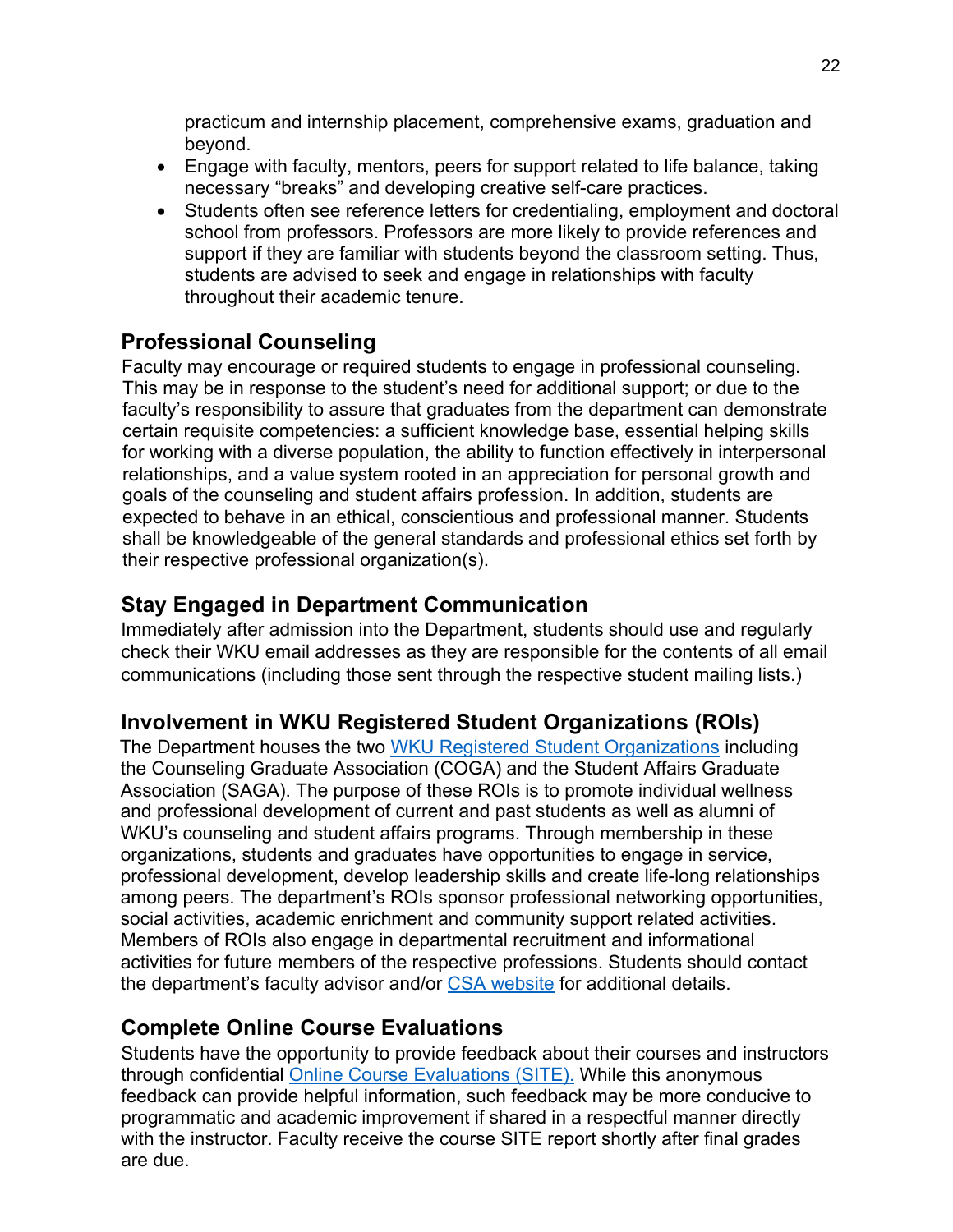practicum and internship placement, comprehensive exams, graduation and beyond.

- Engage with faculty, mentors, peers for support related to life balance, taking necessary "breaks" and developing creative self-care practices.
- Students often see reference letters for credentialing, employment and doctoral school from professors. Professors are more likely to provide references and support if they are familiar with students beyond the classroom setting. Thus, students are advised to seek and engage in relationships with faculty throughout their academic tenure.

## Professional Counseling

Faculty may encourage or required students to engage in professional counseling. This may be in response to the student's need for additional support; or due to the faculty's responsibility to assure that graduates from the department can demonstrate certain requisite competencies: a sufficient knowledge base, essential helping skills for working with a diverse population, the ability to function effectively in interpersonal relationships, and a value system rooted in an appreciation for personal growth and goals of the counseling and student affairs profession. In addition, students are expected to behave in an ethical, conscientious and professional manner. Students shall be knowledgeable of the general standards and professional ethics set forth by their respective professional organization(s).

## Stay Engaged in Department Communication

Immediately after admission into the Department, students should use and regularly check their WKU email addresses as they are responsible for the contents of all email communications (including those sent through the respective student mailing lists.)

## Involvement in WKU Registered Student Organizations (ROIs)

The Department houses the two WKU Registered Student Organizations including the Counseling Graduate Association (COGA) and the Student Affairs Graduate Association (SAGA). The purpose of these ROIs is to promote individual wellness and professional development of current and past students as well as alumni of WKU's counseling and student affairs programs. Through membership in these organizations, students and graduates have opportunities to engage in service, professional development, develop leadership skills and create life-long relationships among peers. The department's ROIs sponsor professional networking opportunities, social activities, academic enrichment and community support related activities. Members of ROIs also engage in departmental recruitment and informational activities for future members of the respective professions. Students should contact the department's faculty advisor and/or CSA website for additional details.

## Complete Online Course Evaluations

Students have the opportunity to provide feedback about their courses and instructors through confidential Online Course Evaluations (SITE). While this anonymous feedback can provide helpful information, such feedback may be more conducive to programmatic and academic improvement if shared in a respectful manner directly with the instructor. Faculty receive the course SITE report shortly after final grades are due.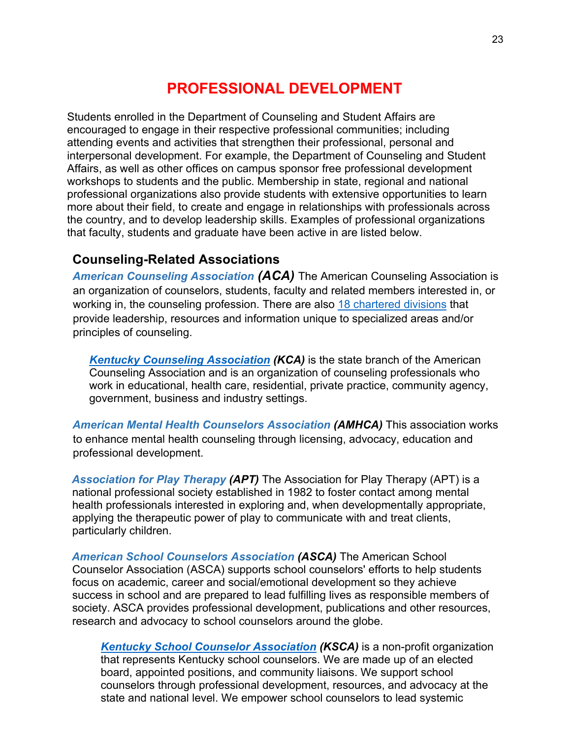# PROFESSIONAL DEVELOPMENT

Students enrolled in the Department of Counseling and Student Affairs are encouraged to engage in their respective professional communities; including attending events and activities that strengthen their professional, personal and interpersonal development. For example, the Department of Counseling and Student Affairs, as well as other offices on campus sponsor free professional development workshops to students and the public. Membership in state, regional and national professional organizations also provide students with extensive opportunities to learn more about their field, to create and engage in relationships with professionals across the country, and to develop leadership skills. Examples of professional organizations that faculty, students and graduate have been active in are listed below.

## Counseling-Related Associations

***American Counseling Association*** ***(ACA)*** The American Counseling Association is an organization of counselors, students, faculty and related members interested in, or working in, the counseling profession. There are also 18 chartered divisions that provide leadership, resources and information unique to specialized areas and/or principles of counseling.

***Kentucky Counseling Association*** ***(KCA)*** is the state branch of the American Counseling Association and is an organization of counseling professionals who work in educational, health care, residential, private practice, community agency, government, business and industry settings.

***American Mental Health Counselors Association*** ***(AMHCA)*** This association works to enhance mental health counseling through licensing, advocacy, education and professional development.

***Association for Play Therapy*** ***(APT)*** The Association for Play Therapy (APT) is a national professional society established in 1982 to foster contact among mental health professionals interested in exploring and, when developmentally appropriate, applying the therapeutic power of play to communicate with and treat clients, particularly children.

***American School Counselors Association*** ***(ASCA)*** The American School Counselor Association (ASCA) supports school counselors' efforts to help students focus on academic, career and social/emotional development so they achieve success in school and are prepared to lead fulfilling lives as responsible members of society. ASCA provides professional development, publications and other resources, research and advocacy to school counselors around the globe.

***Kentucky School Counselor Association*** ***(KSCA)*** is a non-profit organization that represents Kentucky school counselors. We are made up of an elected board, appointed positions, and community liaisons. We support school counselors through professional development, resources, and advocacy at the state and national level. We empower school counselors to lead systemic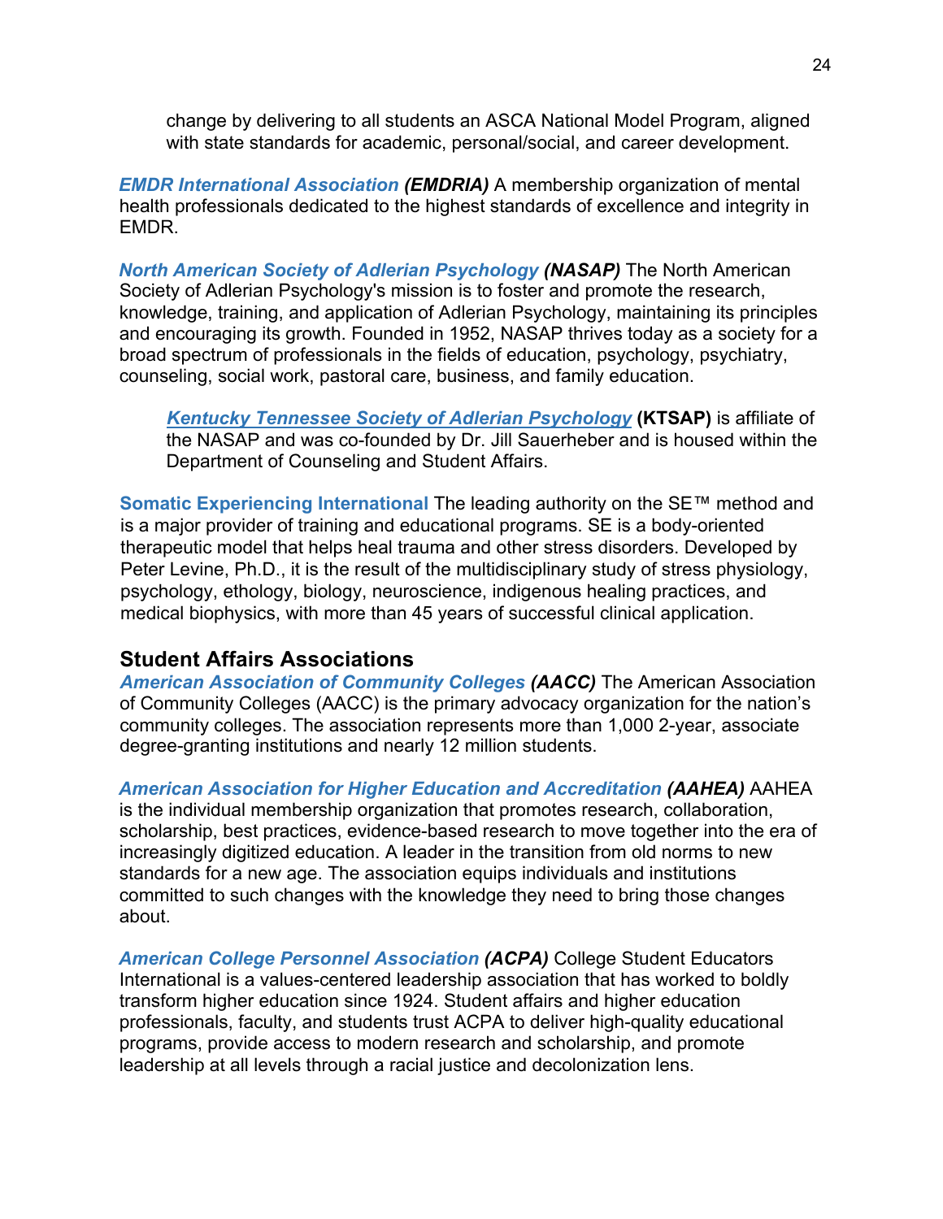change by delivering to all students an ASCA National Model Program, aligned with state standards for academic, personal/social, and career development.

***EMDR International Association*** ***(EMDRIA)*** A membership organization of mental health professionals dedicated to the highest standards of excellence and integrity in EMDR.

***North American Society of Adlerian Psychology*** ***(NASAP)*** The North American Society of Adlerian Psychology's mission is to foster and promote the research, knowledge, training, and application of Adlerian Psychology, maintaining its principles and encouraging its growth. Founded in 1952, NASAP thrives today as a society for a broad spectrum of professionals in the fields of education, psychology, psychiatry, counseling, social work, pastoral care, business, and family education.

> ***Kentucky Tennessee Society of Adlerian Psychology*** **(KTSAP)** is affiliate of the NASAP and was co-founded by Dr. Jill Sauerheber and is housed within the Department of Counseling and Student Affairs.

**Somatic Experiencing International** The leading authority on the SE™ method and is a major provider of training and educational programs. SE is a body-oriented therapeutic model that helps heal trauma and other stress disorders. Developed by Peter Levine, Ph.D., it is the result of the multidisciplinary study of stress physiology, psychology, ethology, biology, neuroscience, indigenous healing practices, and medical biophysics, with more than 45 years of successful clinical application.

## Student Affairs Associations

***American Association of Community Colleges*** ***(AACC)*** The American Association of Community Colleges (AACC) is the primary advocacy organization for the nation's community colleges. The association represents more than 1,000 2-year, associate degree-granting institutions and nearly 12 million students.

***American Association for Higher Education and Accreditation*** ***(AAHEA)*** AAHEA is the individual membership organization that promotes research, collaboration, scholarship, best practices, evidence-based research to move together into the era of increasingly digitized education. A leader in the transition from old norms to new standards for a new age. The association equips individuals and institutions committed to such changes with the knowledge they need to bring those changes about.

***American College Personnel Association*** ***(ACPA)*** College Student Educators International is a values-centered leadership association that has worked to boldly transform higher education since 1924. Student affairs and higher education professionals, faculty, and students trust ACPA to deliver high-quality educational programs, provide access to modern research and scholarship, and promote leadership at all levels through a racial justice and decolonization lens.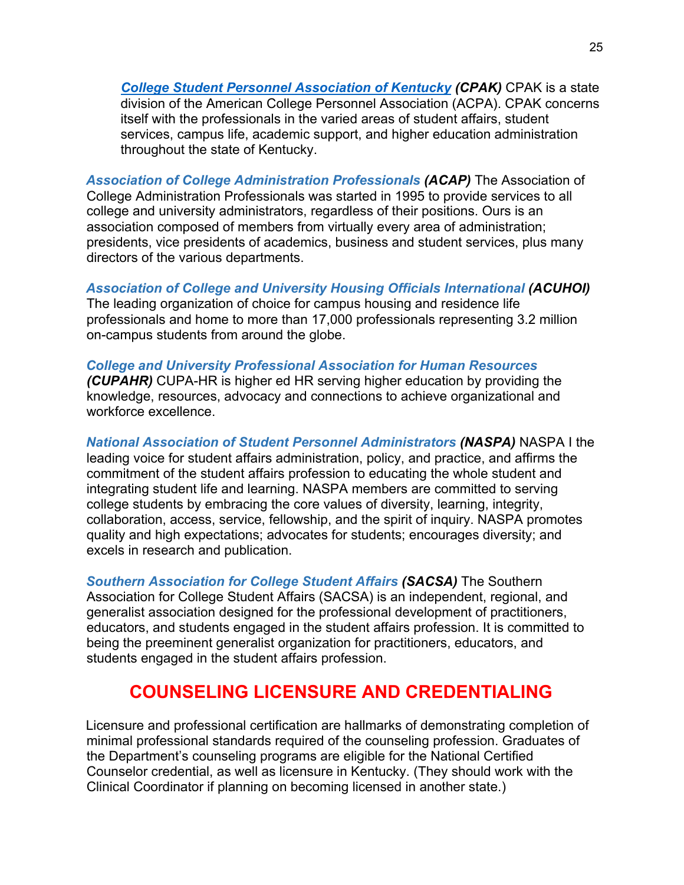***[College Student Personnel Association of Kentucky]*** ***(CPAK)*** CPAK is a state division of the American College Personnel Association (ACPA). CPAK concerns itself with the professionals in the varied areas of student affairs, student services, campus life, academic support, and higher education administration throughout the state of Kentucky.

***Association of College Administration Professionals*** ***(ACAP)*** The Association of College Administration Professionals was started in 1995 to provide services to all college and university administrators, regardless of their positions. Ours is an association composed of members from virtually every area of administration; presidents, vice presidents of academics, business and student services, plus many directors of the various departments.

***Association of College and University Housing Officials International*** ***(ACUHOI)*** The leading organization of choice for campus housing and residence life professionals and home to more than 17,000 professionals representing 3.2 million on-campus students from around the globe.

***College and University Professional Association for Human Resources*** ***(CUPAHR)*** CUPA-HR is higher ed HR serving higher education by providing the knowledge, resources, advocacy and connections to achieve organizational and workforce excellence.

***National Association of Student Personnel Administrators*** ***(NASPA)*** NASPA I the leading voice for student affairs administration, policy, and practice, and affirms the commitment of the student affairs profession to educating the whole student and integrating student life and learning. NASPA members are committed to serving college students by embracing the core values of diversity, learning, integrity, collaboration, access, service, fellowship, and the spirit of inquiry. NASPA promotes quality and high expectations; advocates for students; encourages diversity; and excels in research and publication.

***Southern Association for College Student Affairs*** ***(SACSA)*** The Southern Association for College Student Affairs (SACSA) is an independent, regional, and generalist association designed for the professional development of practitioners, educators, and students engaged in the student affairs profession. It is committed to being the preeminent generalist organization for practitioners, educators, and students engaged in the student affairs profession.

## COUNSELING LICENSURE AND CREDENTIALING

Licensure and professional certification are hallmarks of demonstrating completion of minimal professional standards required of the counseling profession. Graduates of the Department's counseling programs are eligible for the National Certified Counselor credential, as well as licensure in Kentucky. (They should work with the Clinical Coordinator if planning on becoming licensed in another state.)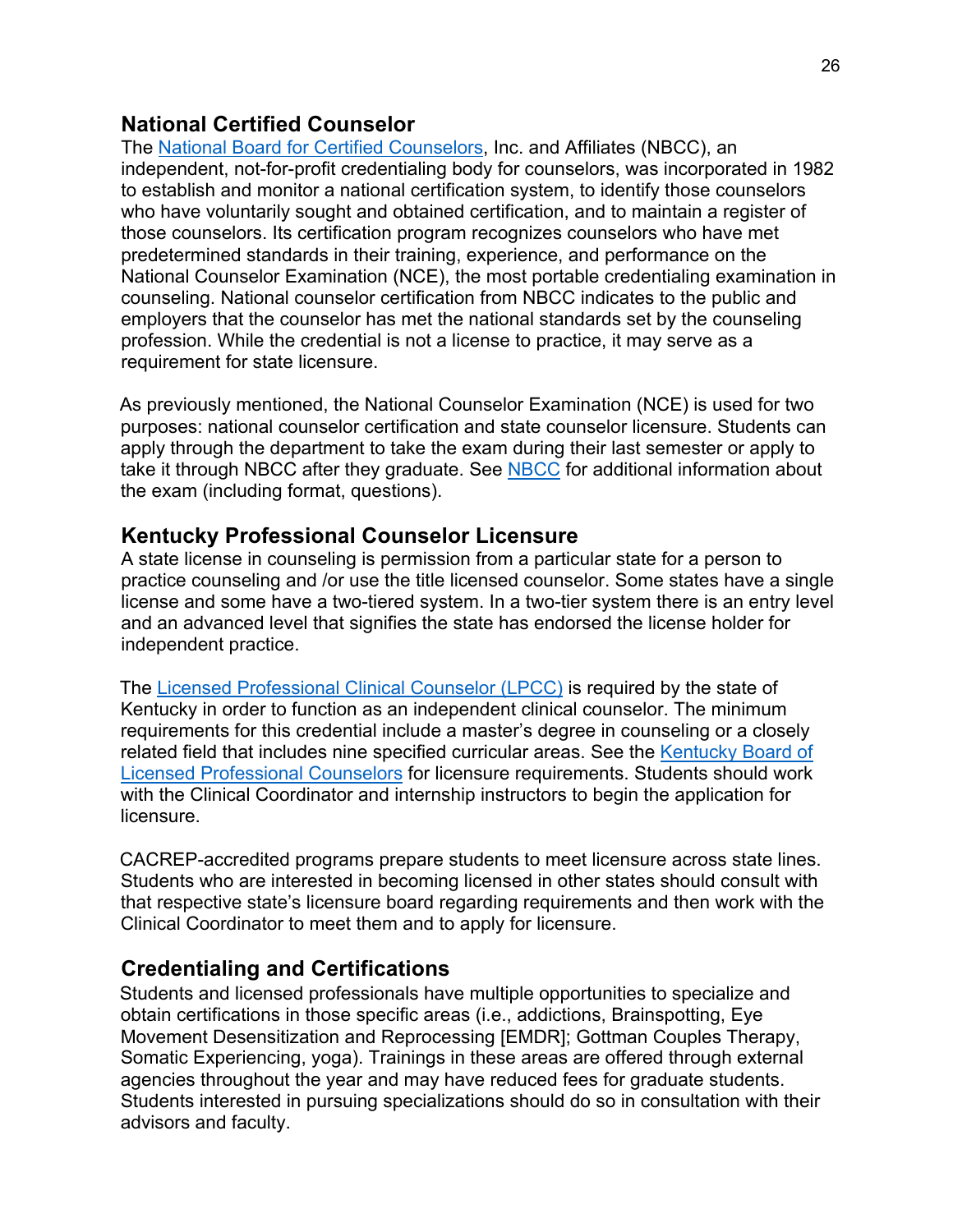## National Certified Counselor

The National Board for Certified Counselors, Inc. and Affiliates (NBCC), an independent, not-for-profit credentialing body for counselors, was incorporated in 1982 to establish and monitor a national certification system, to identify those counselors who have voluntarily sought and obtained certification, and to maintain a register of those counselors. Its certification program recognizes counselors who have met predetermined standards in their training, experience, and performance on the National Counselor Examination (NCE), the most portable credentialing examination in counseling. National counselor certification from NBCC indicates to the public and employers that the counselor has met the national standards set by the counseling profession. While the credential is not a license to practice, it may serve as a requirement for state licensure.

As previously mentioned, the National Counselor Examination (NCE) is used for two purposes: national counselor certification and state counselor licensure. Students can apply through the department to take the exam during their last semester or apply to take it through NBCC after they graduate. See NBCC for additional information about the exam (including format, questions).

## Kentucky Professional Counselor Licensure

A state license in counseling is permission from a particular state for a person to practice counseling and /or use the title licensed counselor. Some states have a single license and some have a two-tiered system. In a two-tier system there is an entry level and an advanced level that signifies the state has endorsed the license holder for independent practice.

The Licensed Professional Clinical Counselor (LPCC) is required by the state of Kentucky in order to function as an independent clinical counselor. The minimum requirements for this credential include a master's degree in counseling or a closely related field that includes nine specified curricular areas. See the Kentucky Board of Licensed Professional Counselors for licensure requirements. Students should work with the Clinical Coordinator and internship instructors to begin the application for licensure.

CACREP-accredited programs prepare students to meet licensure across state lines. Students who are interested in becoming licensed in other states should consult with that respective state's licensure board regarding requirements and then work with the Clinical Coordinator to meet them and to apply for licensure.

## Credentialing and Certifications

Students and licensed professionals have multiple opportunities to specialize and obtain certifications in those specific areas (i.e., addictions, Brainspotting, Eye Movement Desensitization and Reprocessing [EMDR]; Gottman Couples Therapy, Somatic Experiencing, yoga). Trainings in these areas are offered through external agencies throughout the year and may have reduced fees for graduate students. Students interested in pursuing specializations should do so in consultation with their advisors and faculty.